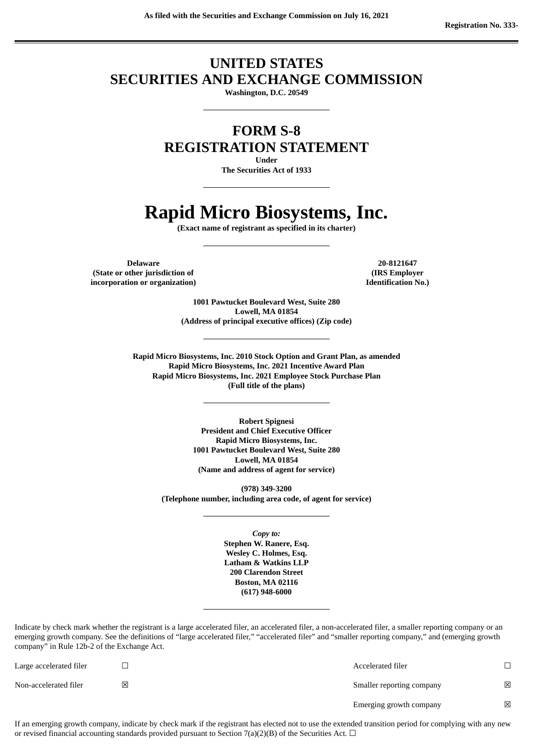As filed with the Securities and Exchange Commission on July 16, 2021

Registration No. 333-

# UNITED STATES
# SECURITIES AND EXCHANGE COMMISSION

**Washington, D.C. 20549**

---

# FORM S-8
# REGISTRATION STATEMENT

**Under**
**The Securities Act of 1933**

---

# Rapid Micro Biosystems, Inc.

**(Exact name of registrant as specified in its charter)**

---

| **Delaware** | **20-8121647** |
|---|---|
| **(State or other jurisdiction of incorporation or organization)** | **(IRS Employer Identification No.)** |

**1001 Pawtucket Boulevard West, Suite 280**
**Lowell, MA 01854**
**(Address of principal executive offices) (Zip code)**

---

**Rapid Micro Biosystems, Inc. 2010 Stock Option and Grant Plan, as amended**
**Rapid Micro Biosystems, Inc. 2021 Incentive Award Plan**
**Rapid Micro Biosystems, Inc. 2021 Employee Stock Purchase Plan**
**(Full title of the plans)**

---

**Robert Spignesi**
**President and Chief Executive Officer**
**Rapid Micro Biosystems, Inc.**
**1001 Pawtucket Boulevard West, Suite 280**
**Lowell, MA 01854**
**(Name and address of agent for service)**

**(978) 349-3200**
**(Telephone number, including area code, of agent for service)**

---

*Copy to:*
**Stephen W. Ranere, Esq.**
**Wesley C. Holmes, Esq.**
**Latham & Watkins LLP**
**200 Clarendon Street**
**Boston, MA 02116**
**(617) 948-6000**

---

Indicate by check mark whether the registrant is a large accelerated filer, an accelerated filer, a non-accelerated filer, a smaller reporting company or an emerging growth company. See the definitions of "large accelerated filer," "accelerated filer" and "smaller reporting company," and (emerging growth company" in Rule 12b-2 of the Exchange Act.

| | | | |
|---|---|---|---|
| Large accelerated filer | ☐ | Accelerated filer | ☐ |
| Non-accelerated filer | ☒ | Smaller reporting company | ☒ |
| | | Emerging growth company | ☒ |

If an emerging growth company, indicate by check mark if the registrant has elected not to use the extended transition period for complying with any new or revised financial accounting standards provided pursuant to Section 7(a)(2)(B) of the Securities Act. ☐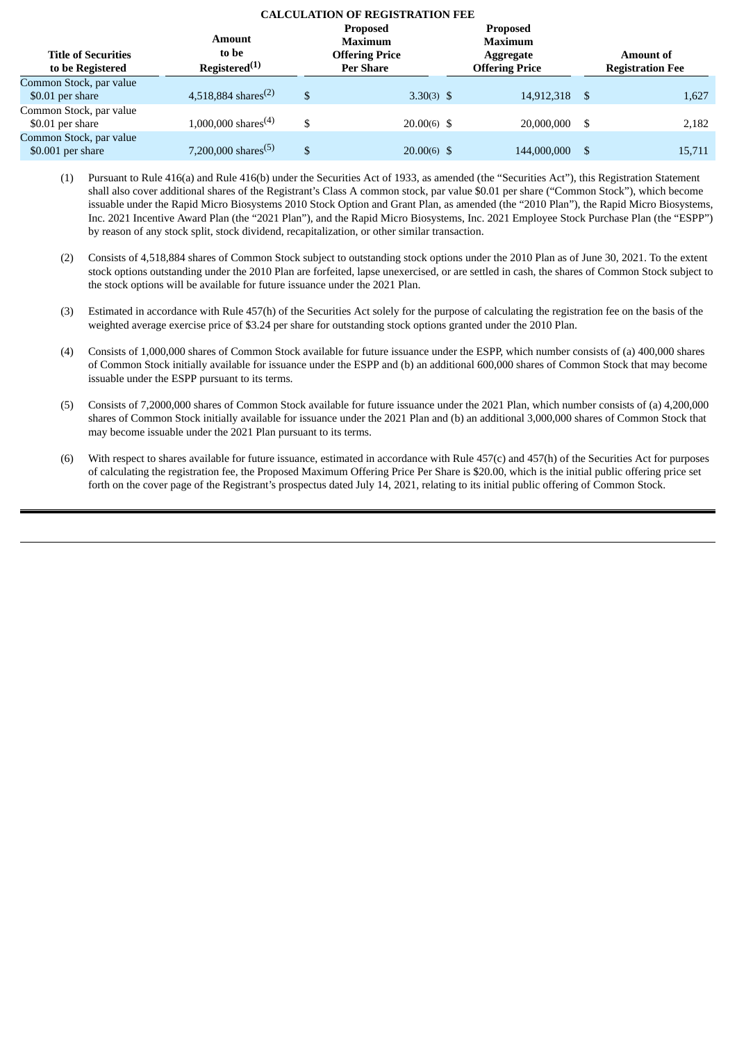**CALCULATION OF REGISTRATION FEE**

| Title of Securities to be Registered | Amount to be Registered[(1)] | Proposed Maximum Offering Price Per Share | Proposed Maximum Aggregate Offering Price | Amount of Registration Fee |
|---|---|---|---|---|
| Common Stock, par value $0.01 per share | 4,518,884 shares[(2)] | $ 3.30(3) | $ 14,912,318 | $ 1,627 |
| Common Stock, par value $0.01 per share | 1,000,000 shares[(4)] | $ 20.00(6) | $ 20,000,000 | $ 2,182 |
| Common Stock, par value $0.001 per share | 7,200,000 shares[(5)] | $ 20.00(6) | $ 144,000,000 | $ 15,711 |

(1) Pursuant to Rule 416(a) and Rule 416(b) under the Securities Act of 1933, as amended (the "Securities Act"), this Registration Statement shall also cover additional shares of the Registrant's Class A common stock, par value $0.01 per share ("Common Stock"), which become issuable under the Rapid Micro Biosystems 2010 Stock Option and Grant Plan, as amended (the "2010 Plan"), the Rapid Micro Biosystems, Inc. 2021 Incentive Award Plan (the "2021 Plan"), and the Rapid Micro Biosystems, Inc. 2021 Employee Stock Purchase Plan (the "ESPP") by reason of any stock split, stock dividend, recapitalization, or other similar transaction.

(2) Consists of 4,518,884 shares of Common Stock subject to outstanding stock options under the 2010 Plan as of June 30, 2021. To the extent stock options outstanding under the 2010 Plan are forfeited, lapse unexercised, or are settled in cash, the shares of Common Stock subject to the stock options will be available for future issuance under the 2021 Plan.

(3) Estimated in accordance with Rule 457(h) of the Securities Act solely for the purpose of calculating the registration fee on the basis of the weighted average exercise price of $3.24 per share for outstanding stock options granted under the 2010 Plan.

(4) Consists of 1,000,000 shares of Common Stock available for future issuance under the ESPP, which number consists of (a) 400,000 shares of Common Stock initially available for issuance under the ESPP and (b) an additional 600,000 shares of Common Stock that may become issuable under the ESPP pursuant to its terms.

(5) Consists of 7,2000,000 shares of Common Stock available for future issuance under the 2021 Plan, which number consists of (a) 4,200,000 shares of Common Stock initially available for issuance under the 2021 Plan and (b) an additional 3,000,000 shares of Common Stock that may become issuable under the 2021 Plan pursuant to its terms.

(6) With respect to shares available for future issuance, estimated in accordance with Rule 457(c) and 457(h) of the Securities Act for purposes of calculating the registration fee, the Proposed Maximum Offering Price Per Share is $20.00, which is the initial public offering price set forth on the cover page of the Registrant's prospectus dated July 14, 2021, relating to its initial public offering of Common Stock.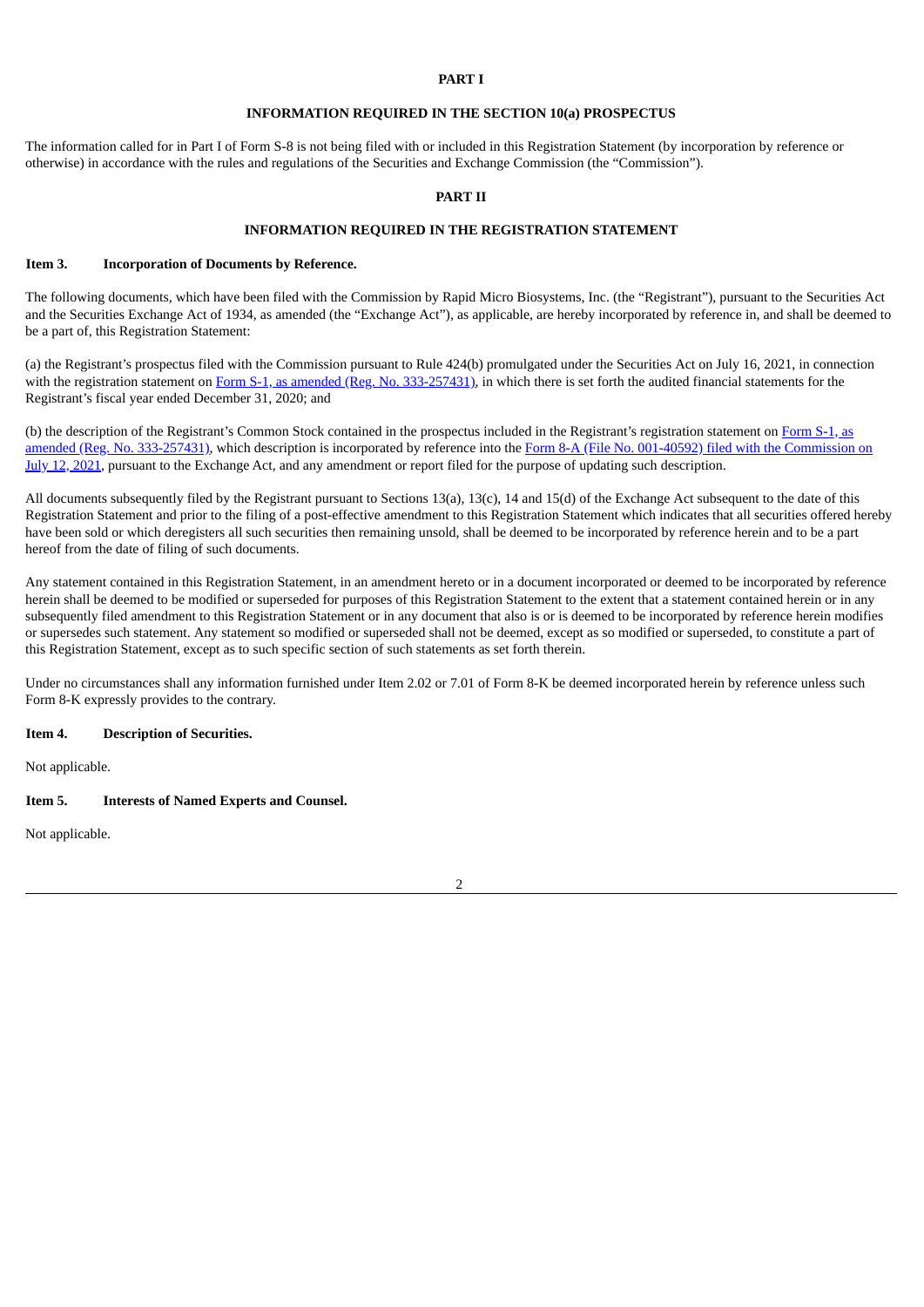# PART I

## INFORMATION REQUIRED IN THE SECTION 10(a) PROSPECTUS

The information called for in Part I of Form S-8 is not being filed with or included in this Registration Statement (by incorporation by reference or otherwise) in accordance with the rules and regulations of the Securities and Exchange Commission (the "Commission").

# PART II

## INFORMATION REQUIRED IN THE REGISTRATION STATEMENT

### Item 3. Incorporation of Documents by Reference.

The following documents, which have been filed with the Commission by Rapid Micro Biosystems, Inc. (the "Registrant"), pursuant to the Securities Act and the Securities Exchange Act of 1934, as amended (the "Exchange Act"), as applicable, are hereby incorporated by reference in, and shall be deemed to be a part of, this Registration Statement:

(a) the Registrant's prospectus filed with the Commission pursuant to Rule 424(b) promulgated under the Securities Act on July 16, 2021, in connection with the registration statement on Form S-1, as amended (Reg. No. 333-257431), in which there is set forth the audited financial statements for the Registrant's fiscal year ended December 31, 2020; and

(b) the description of the Registrant's Common Stock contained in the prospectus included in the Registrant's registration statement on Form S-1, as amended (Reg. No. 333-257431), which description is incorporated by reference into the Form 8-A (File No. 001-40592) filed with the Commission on July 12, 2021, pursuant to the Exchange Act, and any amendment or report filed for the purpose of updating such description.

All documents subsequently filed by the Registrant pursuant to Sections 13(a), 13(c), 14 and 15(d) of the Exchange Act subsequent to the date of this Registration Statement and prior to the filing of a post-effective amendment to this Registration Statement which indicates that all securities offered hereby have been sold or which deregisters all such securities then remaining unsold, shall be deemed to be incorporated by reference herein and to be a part hereof from the date of filing of such documents.

Any statement contained in this Registration Statement, in an amendment hereto or in a document incorporated or deemed to be incorporated by reference herein shall be deemed to be modified or superseded for purposes of this Registration Statement to the extent that a statement contained herein or in any subsequently filed amendment to this Registration Statement or in any document that also is or is deemed to be incorporated by reference herein modifies or supersedes such statement. Any statement so modified or superseded shall not be deemed, except as so modified or superseded, to constitute a part of this Registration Statement, except as to such specific section of such statements as set forth therein.

Under no circumstances shall any information furnished under Item 2.02 or 7.01 of Form 8-K be deemed incorporated herein by reference unless such Form 8-K expressly provides to the contrary.

### Item 4. Description of Securities.

Not applicable.

### Item 5. Interests of Named Experts and Counsel.

Not applicable.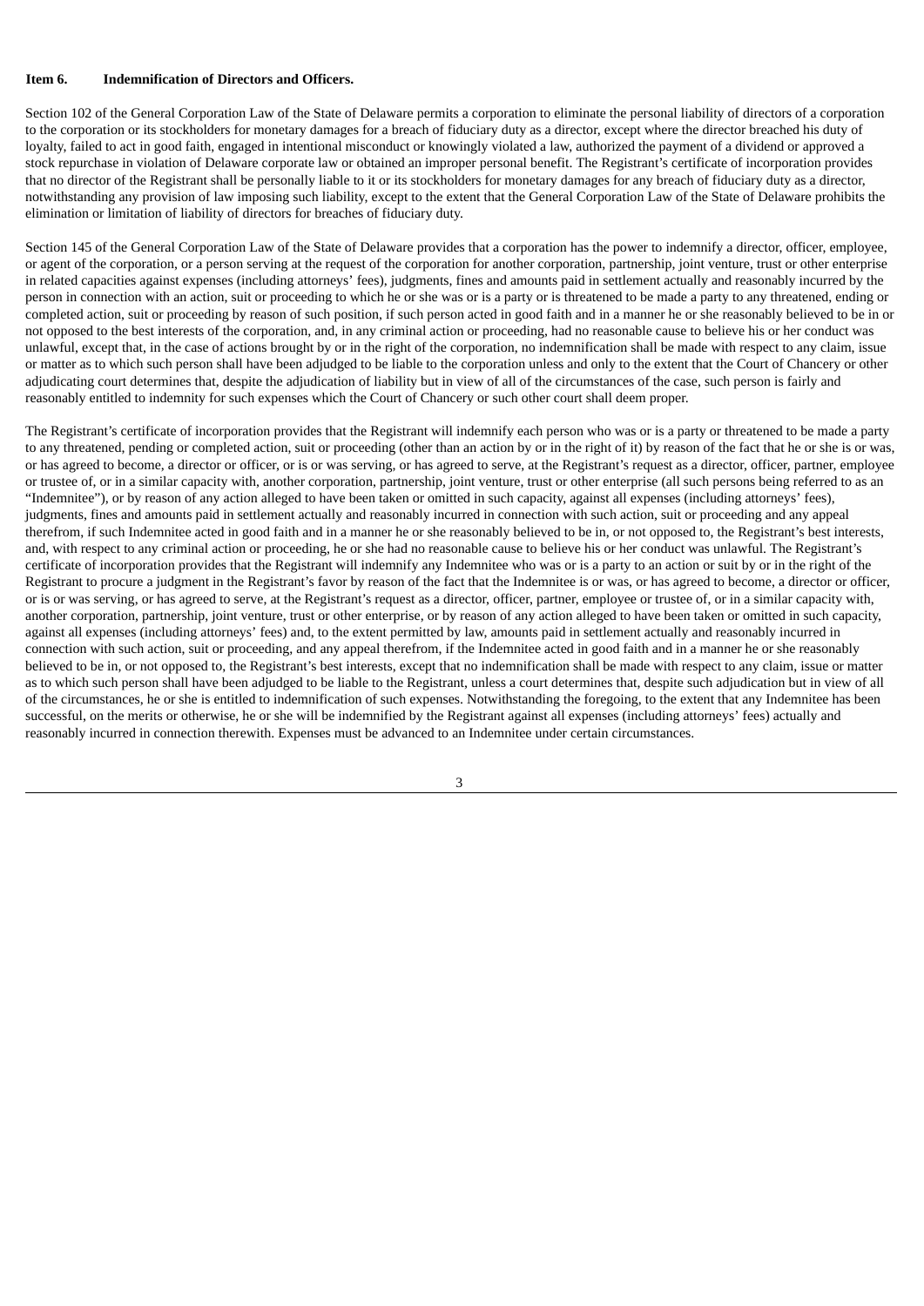**Item 6. Indemnification of Directors and Officers.**

Section 102 of the General Corporation Law of the State of Delaware permits a corporation to eliminate the personal liability of directors of a corporation to the corporation or its stockholders for monetary damages for a breach of fiduciary duty as a director, except where the director breached his duty of loyalty, failed to act in good faith, engaged in intentional misconduct or knowingly violated a law, authorized the payment of a dividend or approved a stock repurchase in violation of Delaware corporate law or obtained an improper personal benefit. The Registrant's certificate of incorporation provides that no director of the Registrant shall be personally liable to it or its stockholders for monetary damages for any breach of fiduciary duty as a director, notwithstanding any provision of law imposing such liability, except to the extent that the General Corporation Law of the State of Delaware prohibits the elimination or limitation of liability of directors for breaches of fiduciary duty.

Section 145 of the General Corporation Law of the State of Delaware provides that a corporation has the power to indemnify a director, officer, employee, or agent of the corporation, or a person serving at the request of the corporation for another corporation, partnership, joint venture, trust or other enterprise in related capacities against expenses (including attorneys' fees), judgments, fines and amounts paid in settlement actually and reasonably incurred by the person in connection with an action, suit or proceeding to which he or she was or is a party or is threatened to be made a party to any threatened, ending or completed action, suit or proceeding by reason of such position, if such person acted in good faith and in a manner he or she reasonably believed to be in or not opposed to the best interests of the corporation, and, in any criminal action or proceeding, had no reasonable cause to believe his or her conduct was unlawful, except that, in the case of actions brought by or in the right of the corporation, no indemnification shall be made with respect to any claim, issue or matter as to which such person shall have been adjudged to be liable to the corporation unless and only to the extent that the Court of Chancery or other adjudicating court determines that, despite the adjudication of liability but in view of all of the circumstances of the case, such person is fairly and reasonably entitled to indemnity for such expenses which the Court of Chancery or such other court shall deem proper.

The Registrant's certificate of incorporation provides that the Registrant will indemnify each person who was or is a party or threatened to be made a party to any threatened, pending or completed action, suit or proceeding (other than an action by or in the right of it) by reason of the fact that he or she is or was, or has agreed to become, a director or officer, or is or was serving, or has agreed to serve, at the Registrant's request as a director, officer, partner, employee or trustee of, or in a similar capacity with, another corporation, partnership, joint venture, trust or other enterprise (all such persons being referred to as an "Indemnitee"), or by reason of any action alleged to have been taken or omitted in such capacity, against all expenses (including attorneys' fees), judgments, fines and amounts paid in settlement actually and reasonably incurred in connection with such action, suit or proceeding and any appeal therefrom, if such Indemnitee acted in good faith and in a manner he or she reasonably believed to be in, or not opposed to, the Registrant's best interests, and, with respect to any criminal action or proceeding, he or she had no reasonable cause to believe his or her conduct was unlawful. The Registrant's certificate of incorporation provides that the Registrant will indemnify any Indemnitee who was or is a party to an action or suit by or in the right of the Registrant to procure a judgment in the Registrant's favor by reason of the fact that the Indemnitee is or was, or has agreed to become, a director or officer, or is or was serving, or has agreed to serve, at the Registrant's request as a director, officer, partner, employee or trustee of, or in a similar capacity with, another corporation, partnership, joint venture, trust or other enterprise, or by reason of any action alleged to have been taken or omitted in such capacity, against all expenses (including attorneys' fees) and, to the extent permitted by law, amounts paid in settlement actually and reasonably incurred in connection with such action, suit or proceeding, and any appeal therefrom, if the Indemnitee acted in good faith and in a manner he or she reasonably believed to be in, or not opposed to, the Registrant's best interests, except that no indemnification shall be made with respect to any claim, issue or matter as to which such person shall have been adjudged to be liable to the Registrant, unless a court determines that, despite such adjudication but in view of all of the circumstances, he or she is entitled to indemnification of such expenses. Notwithstanding the foregoing, to the extent that any Indemnitee has been successful, on the merits or otherwise, he or she will be indemnified by the Registrant against all expenses (including attorneys' fees) actually and reasonably incurred in connection therewith. Expenses must be advanced to an Indemnitee under certain circumstances.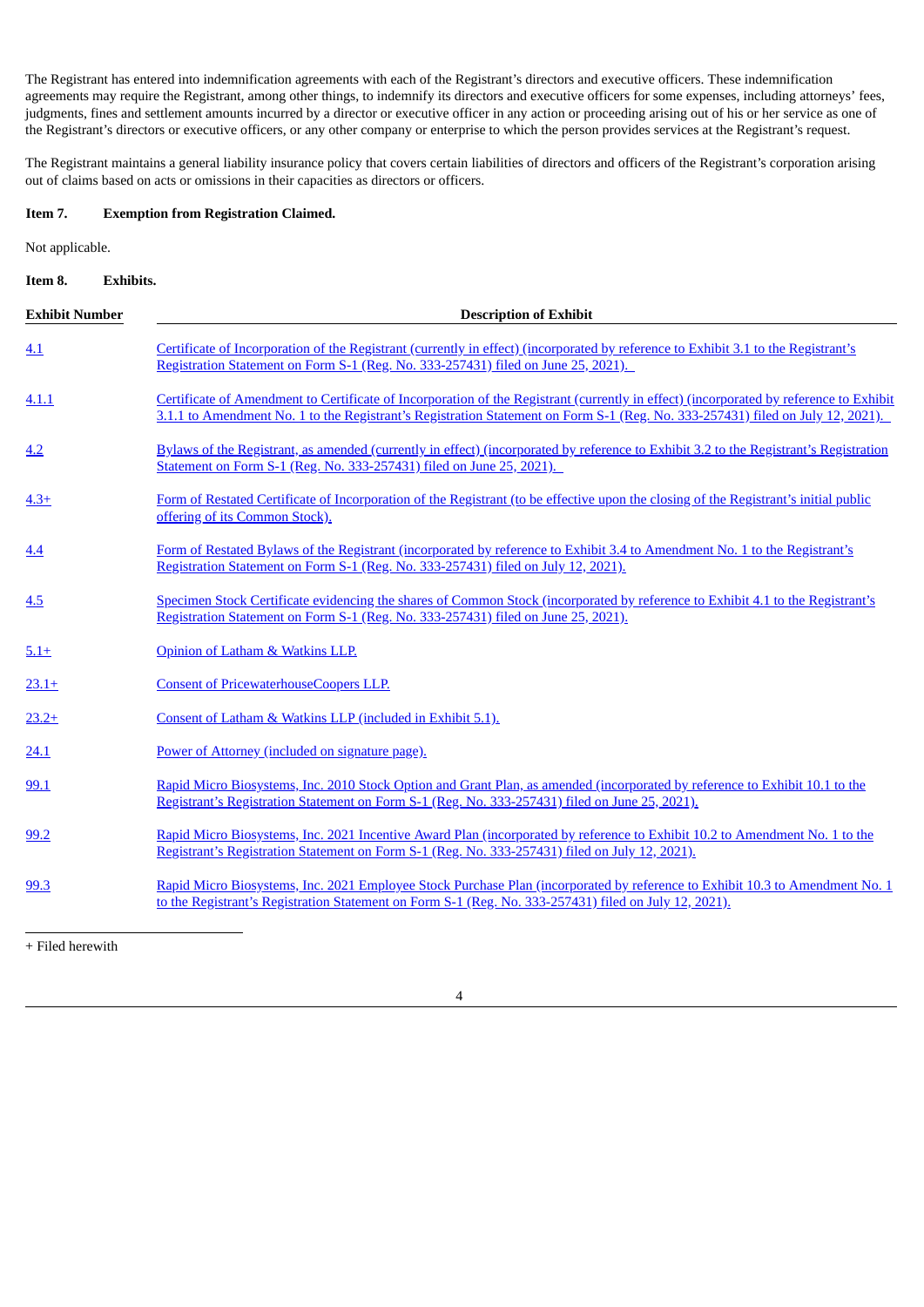The Registrant has entered into indemnification agreements with each of the Registrant's directors and executive officers. These indemnification agreements may require the Registrant, among other things, to indemnify its directors and executive officers for some expenses, including attorneys' fees, judgments, fines and settlement amounts incurred by a director or executive officer in any action or proceeding arising out of his or her service as one of the Registrant's directors or executive officers, or any other company or enterprise to which the person provides services at the Registrant's request.

The Registrant maintains a general liability insurance policy that covers certain liabilities of directors and officers of the Registrant's corporation arising out of claims based on acts or omissions in their capacities as directors or officers.

**Item 7. Exemption from Registration Claimed.**

Not applicable.

**Item 8. Exhibits.**

| Exhibit Number | Description of Exhibit |
|---|---|
| 4.1 | Certificate of Incorporation of the Registrant (currently in effect) (incorporated by reference to Exhibit 3.1 to the Registrant's Registration Statement on Form S-1 (Reg. No. 333-257431) filed on June 25, 2021). |
| 4.1.1 | Certificate of Amendment to Certificate of Incorporation of the Registrant (currently in effect) (incorporated by reference to Exhibit 3.1.1 to Amendment No. 1 to the Registrant's Registration Statement on Form S-1 (Reg. No. 333-257431) filed on July 12, 2021). |
| 4.2 | Bylaws of the Registrant, as amended (currently in effect) (incorporated by reference to Exhibit 3.2 to the Registrant's Registration Statement on Form S-1 (Reg. No. 333-257431) filed on June 25, 2021). |
| 4.3+ | Form of Restated Certificate of Incorporation of the Registrant (to be effective upon the closing of the Registrant's initial public offering of its Common Stock). |
| 4.4 | Form of Restated Bylaws of the Registrant (incorporated by reference to Exhibit 3.4 to Amendment No. 1 to the Registrant's Registration Statement on Form S-1 (Reg. No. 333-257431) filed on July 12, 2021). |
| 4.5 | Specimen Stock Certificate evidencing the shares of Common Stock (incorporated by reference to Exhibit 4.1 to the Registrant's Registration Statement on Form S-1 (Reg. No. 333-257431) filed on June 25, 2021). |
| 5.1+ | Opinion of Latham & Watkins LLP. |
| 23.1+ | Consent of PricewaterhouseCoopers LLP. |
| 23.2+ | Consent of Latham & Watkins LLP (included in Exhibit 5.1). |
| 24.1 | Power of Attorney (included on signature page). |
| 99.1 | Rapid Micro Biosystems, Inc. 2010 Stock Option and Grant Plan, as amended (incorporated by reference to Exhibit 10.1 to the Registrant's Registration Statement on Form S-1 (Reg. No. 333-257431) filed on June 25, 2021). |
| 99.2 | Rapid Micro Biosystems, Inc. 2021 Incentive Award Plan (incorporated by reference to Exhibit 10.2 to Amendment No. 1 to the Registrant's Registration Statement on Form S-1 (Reg. No. 333-257431) filed on July 12, 2021). |
| 99.3 | Rapid Micro Biosystems, Inc. 2021 Employee Stock Purchase Plan (incorporated by reference to Exhibit 10.3 to Amendment No. 1 to the Registrant's Registration Statement on Form S-1 (Reg. No. 333-257431) filed on July 12, 2021). |

+ Filed herewith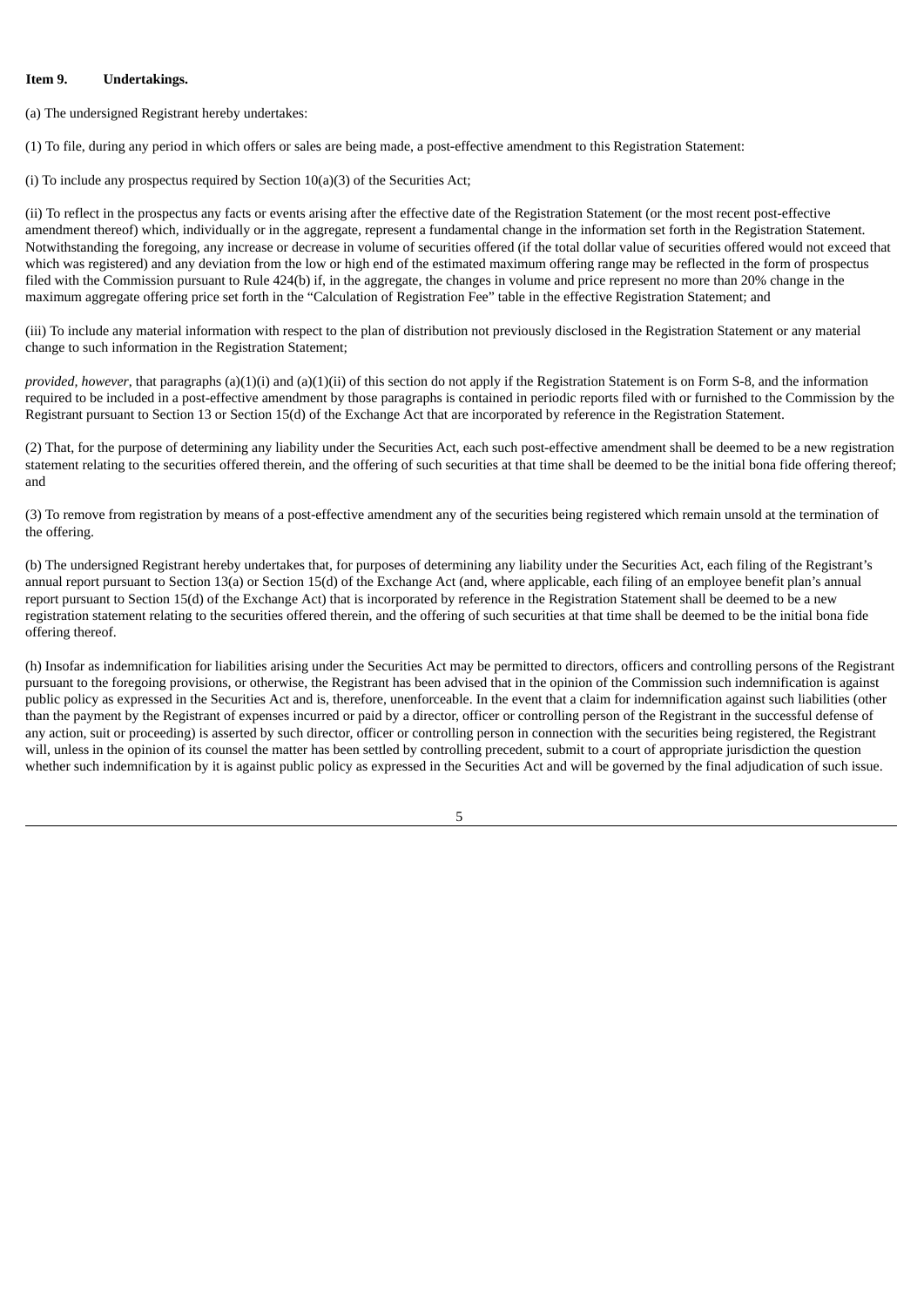**Item 9. Undertakings.**

(a) The undersigned Registrant hereby undertakes:

(1) To file, during any period in which offers or sales are being made, a post-effective amendment to this Registration Statement:

(i) To include any prospectus required by Section 10(a)(3) of the Securities Act;

(ii) To reflect in the prospectus any facts or events arising after the effective date of the Registration Statement (or the most recent post-effective amendment thereof) which, individually or in the aggregate, represent a fundamental change in the information set forth in the Registration Statement. Notwithstanding the foregoing, any increase or decrease in volume of securities offered (if the total dollar value of securities offered would not exceed that which was registered) and any deviation from the low or high end of the estimated maximum offering range may be reflected in the form of prospectus filed with the Commission pursuant to Rule 424(b) if, in the aggregate, the changes in volume and price represent no more than 20% change in the maximum aggregate offering price set forth in the "Calculation of Registration Fee" table in the effective Registration Statement; and

(iii) To include any material information with respect to the plan of distribution not previously disclosed in the Registration Statement or any material change to such information in the Registration Statement;

*provided, however*, that paragraphs (a)(1)(i) and (a)(1)(ii) of this section do not apply if the Registration Statement is on Form S-8, and the information required to be included in a post-effective amendment by those paragraphs is contained in periodic reports filed with or furnished to the Commission by the Registrant pursuant to Section 13 or Section 15(d) of the Exchange Act that are incorporated by reference in the Registration Statement.

(2) That, for the purpose of determining any liability under the Securities Act, each such post-effective amendment shall be deemed to be a new registration statement relating to the securities offered therein, and the offering of such securities at that time shall be deemed to be the initial bona fide offering thereof; and

(3) To remove from registration by means of a post-effective amendment any of the securities being registered which remain unsold at the termination of the offering.

(b) The undersigned Registrant hereby undertakes that, for purposes of determining any liability under the Securities Act, each filing of the Registrant's annual report pursuant to Section 13(a) or Section 15(d) of the Exchange Act (and, where applicable, each filing of an employee benefit plan's annual report pursuant to Section 15(d) of the Exchange Act) that is incorporated by reference in the Registration Statement shall be deemed to be a new registration statement relating to the securities offered therein, and the offering of such securities at that time shall be deemed to be the initial bona fide offering thereof.

(h) Insofar as indemnification for liabilities arising under the Securities Act may be permitted to directors, officers and controlling persons of the Registrant pursuant to the foregoing provisions, or otherwise, the Registrant has been advised that in the opinion of the Commission such indemnification is against public policy as expressed in the Securities Act and is, therefore, unenforceable. In the event that a claim for indemnification against such liabilities (other than the payment by the Registrant of expenses incurred or paid by a director, officer or controlling person of the Registrant in the successful defense of any action, suit or proceeding) is asserted by such director, officer or controlling person in connection with the securities being registered, the Registrant will, unless in the opinion of its counsel the matter has been settled by controlling precedent, submit to a court of appropriate jurisdiction the question whether such indemnification by it is against public policy as expressed in the Securities Act and will be governed by the final adjudication of such issue.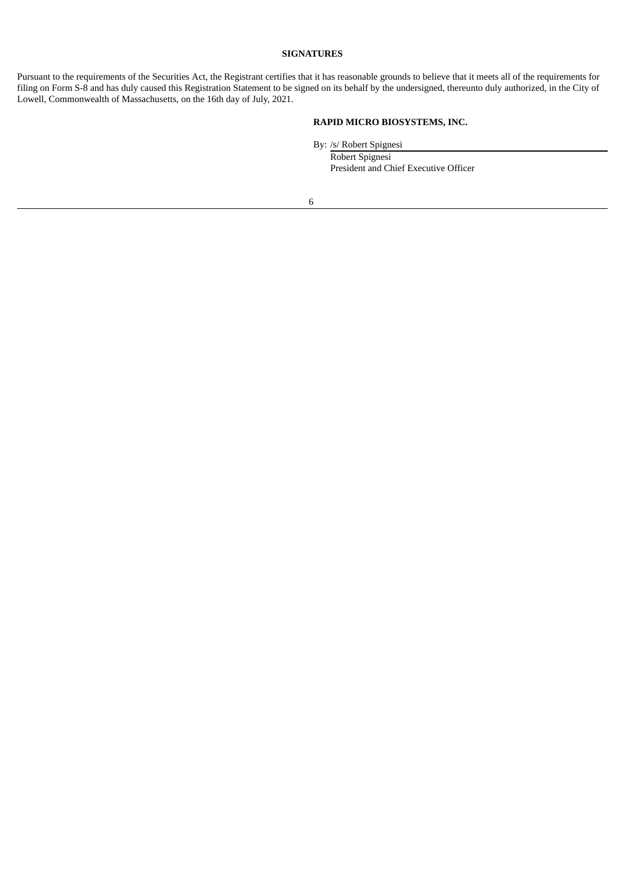## SIGNATURES

Pursuant to the requirements of the Securities Act, the Registrant certifies that it has reasonable grounds to believe that it meets all of the requirements for filing on Form S-8 and has duly caused this Registration Statement to be signed on its behalf by the undersigned, thereunto duly authorized, in the City of Lowell, Commonwealth of Massachusetts, on the 16th day of July, 2021.

**RAPID MICRO BIOSYSTEMS, INC.**

By: /s/ Robert Spignesi
Robert Spignesi
President and Chief Executive Officer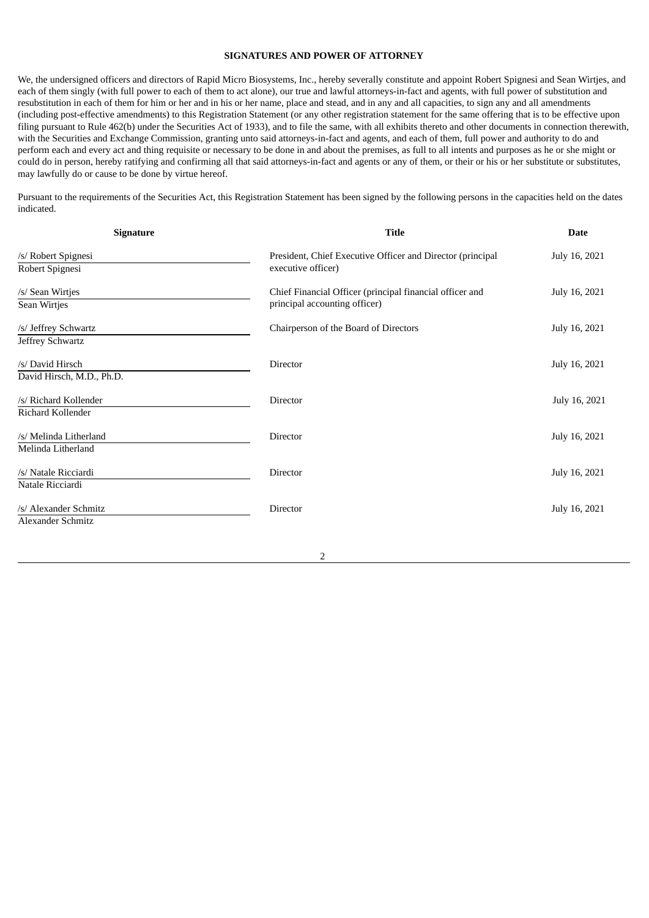**SIGNATURES AND POWER OF ATTORNEY**

We, the undersigned officers and directors of Rapid Micro Biosystems, Inc., hereby severally constitute and appoint Robert Spignesi and Sean Wirtjes, and each of them singly (with full power to each of them to act alone), our true and lawful attorneys-in-fact and agents, with full power of substitution and resubstitution in each of them for him or her and in his or her name, place and stead, and in any and all capacities, to sign any and all amendments (including post-effective amendments) to this Registration Statement (or any other registration statement for the same offering that is to be effective upon filing pursuant to Rule 462(b) under the Securities Act of 1933), and to file the same, with all exhibits thereto and other documents in connection therewith, with the Securities and Exchange Commission, granting unto said attorneys-in-fact and agents, and each of them, full power and authority to do and perform each and every act and thing requisite or necessary to be done in and about the premises, as full to all intents and purposes as he or she might or could do in person, hereby ratifying and confirming all that said attorneys-in-fact and agents or any of them, or their or his or her substitute or substitutes, may lawfully do or cause to be done by virtue hereof.

Pursuant to the requirements of the Securities Act, this Registration Statement has been signed by the following persons in the capacities held on the dates indicated.

| Signature | Title | Date |
| --- | --- | --- |
| /s/ Robert Spignesi<br>Robert Spignesi | President, Chief Executive Officer and Director (principal executive officer) | July 16, 2021 |
| /s/ Sean Wirtjes<br>Sean Wirtjes | Chief Financial Officer (principal financial officer and principal accounting officer) | July 16, 2021 |
| /s/ Jeffrey Schwartz<br>Jeffrey Schwartz | Chairperson of the Board of Directors | July 16, 2021 |
| /s/ David Hirsch<br>David Hirsch, M.D., Ph.D. | Director | July 16, 2021 |
| /s/ Richard Kollender<br>Richard Kollender | Director | July 16, 2021 |
| /s/ Melinda Litherland<br>Melinda Litherland | Director | July 16, 2021 |
| /s/ Natale Ricciardi<br>Natale Ricciardi | Director | July 16, 2021 |
| /s/ Alexander Schmitz<br>Alexander Schmitz | Director | July 16, 2021 |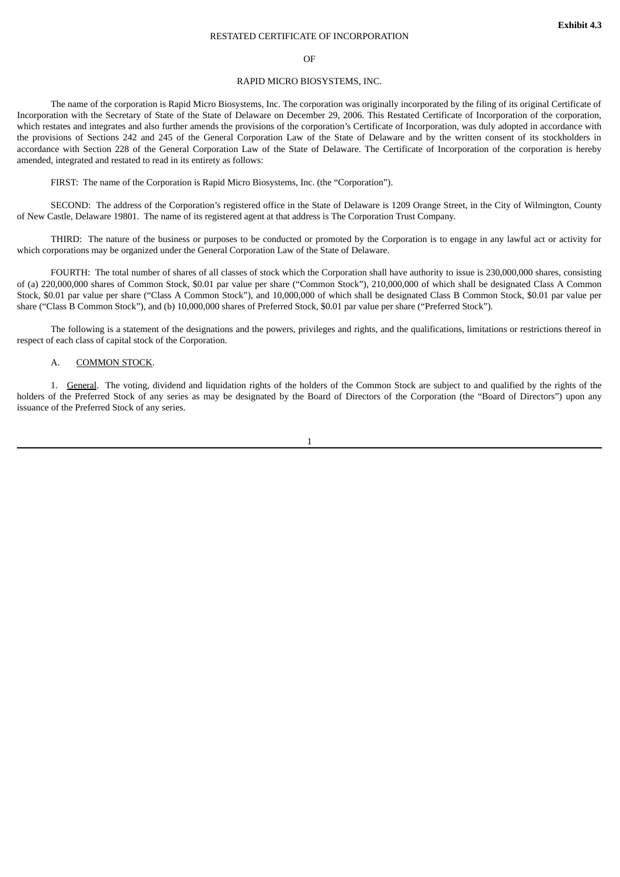**Exhibit 4.3**

RESTATED CERTIFICATE OF INCORPORATION

OF

RAPID MICRO BIOSYSTEMS, INC.

The name of the corporation is Rapid Micro Biosystems, Inc. The corporation was originally incorporated by the filing of its original Certificate of Incorporation with the Secretary of State of the State of Delaware on December 29, 2006. This Restated Certificate of Incorporation of the corporation, which restates and integrates and also further amends the provisions of the corporation's Certificate of Incorporation, was duly adopted in accordance with the provisions of Sections 242 and 245 of the General Corporation Law of the State of Delaware and by the written consent of its stockholders in accordance with Section 228 of the General Corporation Law of the State of Delaware. The Certificate of Incorporation of the corporation is hereby amended, integrated and restated to read in its entirety as follows:

FIRST: The name of the Corporation is Rapid Micro Biosystems, Inc. (the "Corporation").

SECOND: The address of the Corporation's registered office in the State of Delaware is 1209 Orange Street, in the City of Wilmington, County of New Castle, Delaware 19801. The name of its registered agent at that address is The Corporation Trust Company.

THIRD: The nature of the business or purposes to be conducted or promoted by the Corporation is to engage in any lawful act or activity for which corporations may be organized under the General Corporation Law of the State of Delaware.

FOURTH: The total number of shares of all classes of stock which the Corporation shall have authority to issue is 230,000,000 shares, consisting of (a) 220,000,000 shares of Common Stock, $0.01 par value per share ("Common Stock"), 210,000,000 of which shall be designated Class A Common Stock, $0.01 par value per share ("Class A Common Stock"), and 10,000,000 of which shall be designated Class B Common Stock, $0.01 par value per share ("Class B Common Stock"), and (b) 10,000,000 shares of Preferred Stock, $0.01 par value per share ("Preferred Stock").

The following is a statement of the designations and the powers, privileges and rights, and the qualifications, limitations or restrictions thereof in respect of each class of capital stock of the Corporation.

A. COMMON STOCK.

1. General. The voting, dividend and liquidation rights of the holders of the Common Stock are subject to and qualified by the rights of the holders of the Preferred Stock of any series as may be designated by the Board of Directors of the Corporation (the "Board of Directors") upon any issuance of the Preferred Stock of any series.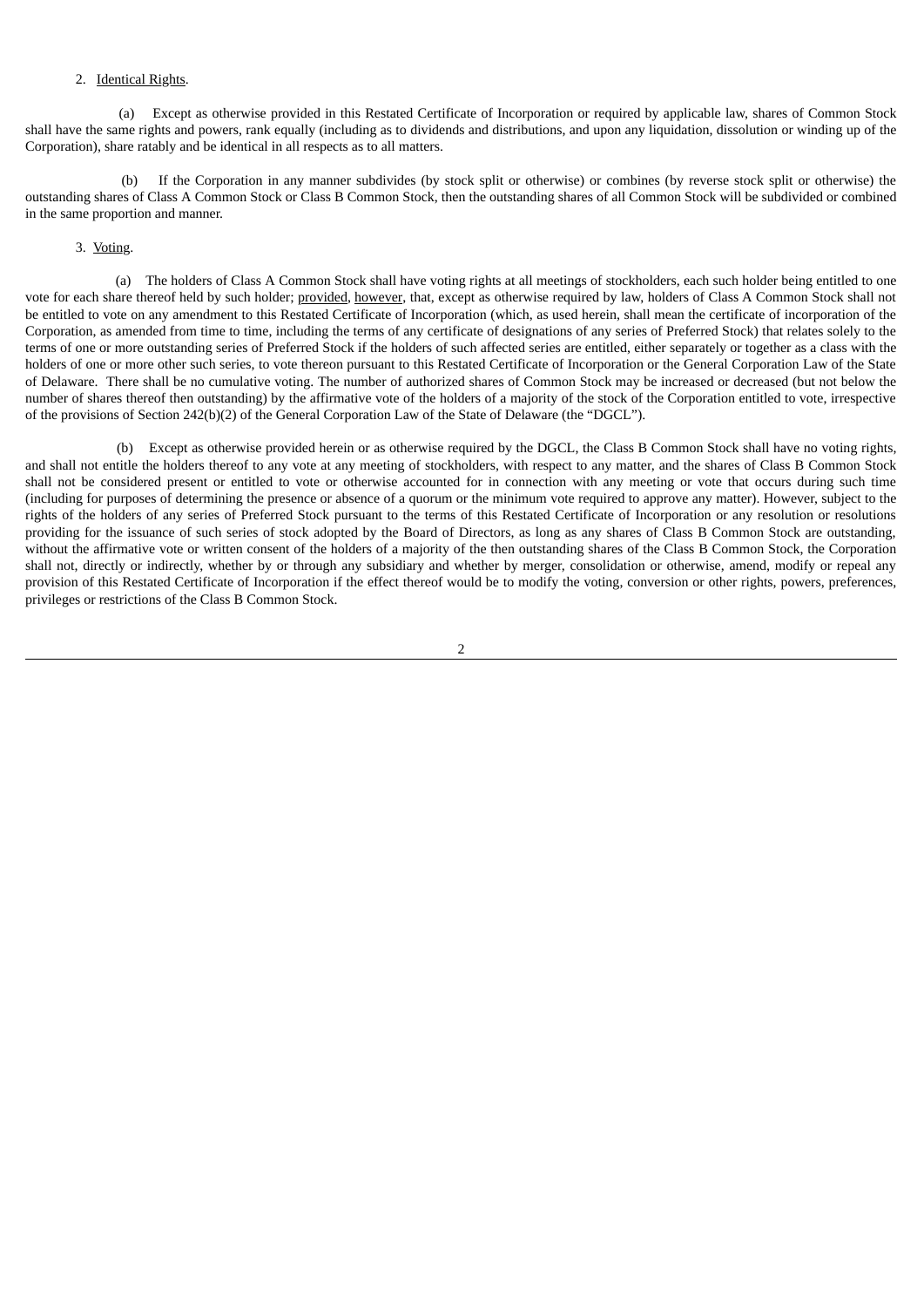2. Identical Rights.

(a) Except as otherwise provided in this Restated Certificate of Incorporation or required by applicable law, shares of Common Stock shall have the same rights and powers, rank equally (including as to dividends and distributions, and upon any liquidation, dissolution or winding up of the Corporation), share ratably and be identical in all respects as to all matters.

(b) If the Corporation in any manner subdivides (by stock split or otherwise) or combines (by reverse stock split or otherwise) the outstanding shares of Class A Common Stock or Class B Common Stock, then the outstanding shares of all Common Stock will be subdivided or combined in the same proportion and manner.

3. Voting.

(a) The holders of Class A Common Stock shall have voting rights at all meetings of stockholders, each such holder being entitled to one vote for each share thereof held by such holder; provided, however, that, except as otherwise required by law, holders of Class A Common Stock shall not be entitled to vote on any amendment to this Restated Certificate of Incorporation (which, as used herein, shall mean the certificate of incorporation of the Corporation, as amended from time to time, including the terms of any certificate of designations of any series of Preferred Stock) that relates solely to the terms of one or more outstanding series of Preferred Stock if the holders of such affected series are entitled, either separately or together as a class with the holders of one or more other such series, to vote thereon pursuant to this Restated Certificate of Incorporation or the General Corporation Law of the State of Delaware. There shall be no cumulative voting. The number of authorized shares of Common Stock may be increased or decreased (but not below the number of shares thereof then outstanding) by the affirmative vote of the holders of a majority of the stock of the Corporation entitled to vote, irrespective of the provisions of Section 242(b)(2) of the General Corporation Law of the State of Delaware (the "DGCL").

(b) Except as otherwise provided herein or as otherwise required by the DGCL, the Class B Common Stock shall have no voting rights, and shall not entitle the holders thereof to any vote at any meeting of stockholders, with respect to any matter, and the shares of Class B Common Stock shall not be considered present or entitled to vote or otherwise accounted for in connection with any meeting or vote that occurs during such time (including for purposes of determining the presence or absence of a quorum or the minimum vote required to approve any matter). However, subject to the rights of the holders of any series of Preferred Stock pursuant to the terms of this Restated Certificate of Incorporation or any resolution or resolutions providing for the issuance of such series of stock adopted by the Board of Directors, as long as any shares of Class B Common Stock are outstanding, without the affirmative vote or written consent of the holders of a majority of the then outstanding shares of the Class B Common Stock, the Corporation shall not, directly or indirectly, whether by or through any subsidiary and whether by merger, consolidation or otherwise, amend, modify or repeal any provision of this Restated Certificate of Incorporation if the effect thereof would be to modify the voting, conversion or other rights, powers, preferences, privileges or restrictions of the Class B Common Stock.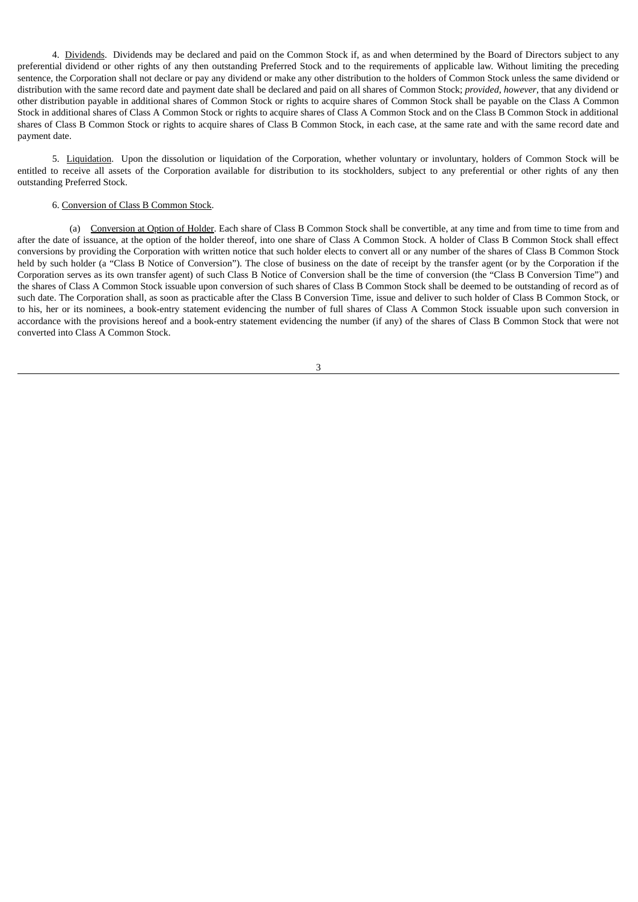4. Dividends. Dividends may be declared and paid on the Common Stock if, as and when determined by the Board of Directors subject to any preferential dividend or other rights of any then outstanding Preferred Stock and to the requirements of applicable law. Without limiting the preceding sentence, the Corporation shall not declare or pay any dividend or make any other distribution to the holders of Common Stock unless the same dividend or distribution with the same record date and payment date shall be declared and paid on all shares of Common Stock; *provided, however*, that any dividend or other distribution payable in additional shares of Common Stock or rights to acquire shares of Common Stock shall be payable on the Class A Common Stock in additional shares of Class A Common Stock or rights to acquire shares of Class A Common Stock and on the Class B Common Stock in additional shares of Class B Common Stock or rights to acquire shares of Class B Common Stock, in each case, at the same rate and with the same record date and payment date.

5. Liquidation. Upon the dissolution or liquidation of the Corporation, whether voluntary or involuntary, holders of Common Stock will be entitled to receive all assets of the Corporation available for distribution to its stockholders, subject to any preferential or other rights of any then outstanding Preferred Stock.

6. Conversion of Class B Common Stock.

(a) Conversion at Option of Holder. Each share of Class B Common Stock shall be convertible, at any time and from time to time from and after the date of issuance, at the option of the holder thereof, into one share of Class A Common Stock. A holder of Class B Common Stock shall effect conversions by providing the Corporation with written notice that such holder elects to convert all or any number of the shares of Class B Common Stock held by such holder (a "Class B Notice of Conversion"). The close of business on the date of receipt by the transfer agent (or by the Corporation if the Corporation serves as its own transfer agent) of such Class B Notice of Conversion shall be the time of conversion (the "Class B Conversion Time") and the shares of Class A Common Stock issuable upon conversion of such shares of Class B Common Stock shall be deemed to be outstanding of record as of such date. The Corporation shall, as soon as practicable after the Class B Conversion Time, issue and deliver to such holder of Class B Common Stock, or to his, her or its nominees, a book-entry statement evidencing the number of full shares of Class A Common Stock issuable upon such conversion in accordance with the provisions hereof and a book-entry statement evidencing the number (if any) of the shares of Class B Common Stock that were not converted into Class A Common Stock.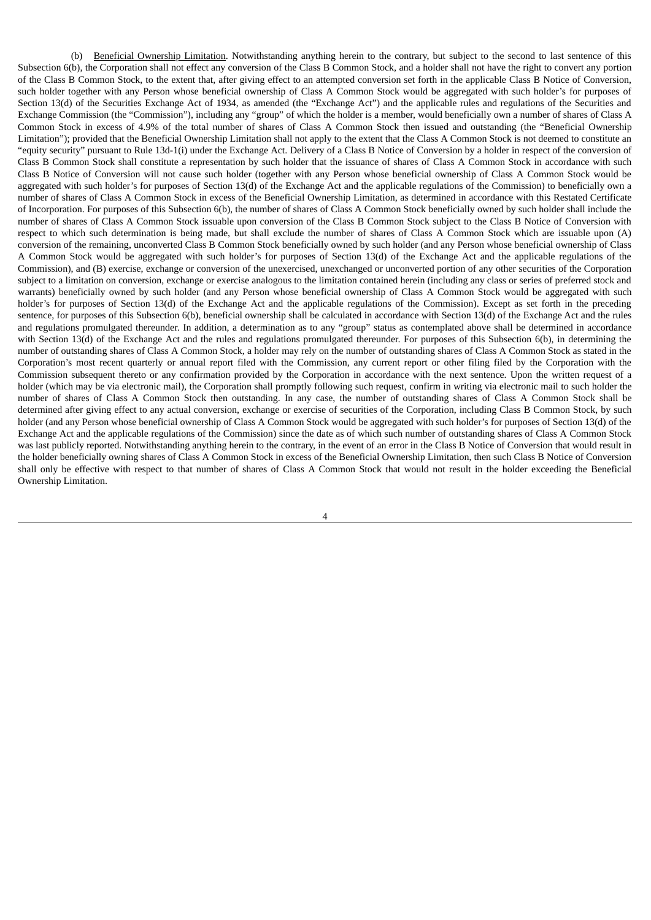(b) Beneficial Ownership Limitation. Notwithstanding anything herein to the contrary, but subject to the second to last sentence of this Subsection 6(b), the Corporation shall not effect any conversion of the Class B Common Stock, and a holder shall not have the right to convert any portion of the Class B Common Stock, to the extent that, after giving effect to an attempted conversion set forth in the applicable Class B Notice of Conversion, such holder together with any Person whose beneficial ownership of Class A Common Stock would be aggregated with such holder's for purposes of Section 13(d) of the Securities Exchange Act of 1934, as amended (the "Exchange Act") and the applicable rules and regulations of the Securities and Exchange Commission (the "Commission"), including any "group" of which the holder is a member, would beneficially own a number of shares of Class A Common Stock in excess of 4.9% of the total number of shares of Class A Common Stock then issued and outstanding (the "Beneficial Ownership Limitation"); provided that the Beneficial Ownership Limitation shall not apply to the extent that the Class A Common Stock is not deemed to constitute an "equity security" pursuant to Rule 13d-1(i) under the Exchange Act. Delivery of a Class B Notice of Conversion by a holder in respect of the conversion of Class B Common Stock shall constitute a representation by such holder that the issuance of shares of Class A Common Stock in accordance with such Class B Notice of Conversion will not cause such holder (together with any Person whose beneficial ownership of Class A Common Stock would be aggregated with such holder's for purposes of Section 13(d) of the Exchange Act and the applicable regulations of the Commission) to beneficially own a number of shares of Class A Common Stock in excess of the Beneficial Ownership Limitation, as determined in accordance with this Restated Certificate of Incorporation. For purposes of this Subsection 6(b), the number of shares of Class A Common Stock beneficially owned by such holder shall include the number of shares of Class A Common Stock issuable upon conversion of the Class B Common Stock subject to the Class B Notice of Conversion with respect to which such determination is being made, but shall exclude the number of shares of Class A Common Stock which are issuable upon (A) conversion of the remaining, unconverted Class B Common Stock beneficially owned by such holder (and any Person whose beneficial ownership of Class A Common Stock would be aggregated with such holder's for purposes of Section 13(d) of the Exchange Act and the applicable regulations of the Commission), and (B) exercise, exchange or conversion of the unexercised, unexchanged or unconverted portion of any other securities of the Corporation subject to a limitation on conversion, exchange or exercise analogous to the limitation contained herein (including any class or series of preferred stock and warrants) beneficially owned by such holder (and any Person whose beneficial ownership of Class A Common Stock would be aggregated with such holder's for purposes of Section 13(d) of the Exchange Act and the applicable regulations of the Commission). Except as set forth in the preceding sentence, for purposes of this Subsection 6(b), beneficial ownership shall be calculated in accordance with Section 13(d) of the Exchange Act and the rules and regulations promulgated thereunder. In addition, a determination as to any "group" status as contemplated above shall be determined in accordance with Section 13(d) of the Exchange Act and the rules and regulations promulgated thereunder. For purposes of this Subsection 6(b), in determining the number of outstanding shares of Class A Common Stock, a holder may rely on the number of outstanding shares of Class A Common Stock as stated in the Corporation's most recent quarterly or annual report filed with the Commission, any current report or other filing filed by the Corporation with the Commission subsequent thereto or any confirmation provided by the Corporation in accordance with the next sentence. Upon the written request of a holder (which may be via electronic mail), the Corporation shall promptly following such request, confirm in writing via electronic mail to such holder the number of shares of Class A Common Stock then outstanding. In any case, the number of outstanding shares of Class A Common Stock shall be determined after giving effect to any actual conversion, exchange or exercise of securities of the Corporation, including Class B Common Stock, by such holder (and any Person whose beneficial ownership of Class A Common Stock would be aggregated with such holder's for purposes of Section 13(d) of the Exchange Act and the applicable regulations of the Commission) since the date as of which such number of outstanding shares of Class A Common Stock was last publicly reported. Notwithstanding anything herein to the contrary, in the event of an error in the Class B Notice of Conversion that would result in the holder beneficially owning shares of Class A Common Stock in excess of the Beneficial Ownership Limitation, then such Class B Notice of Conversion shall only be effective with respect to that number of shares of Class A Common Stock that would not result in the holder exceeding the Beneficial Ownership Limitation.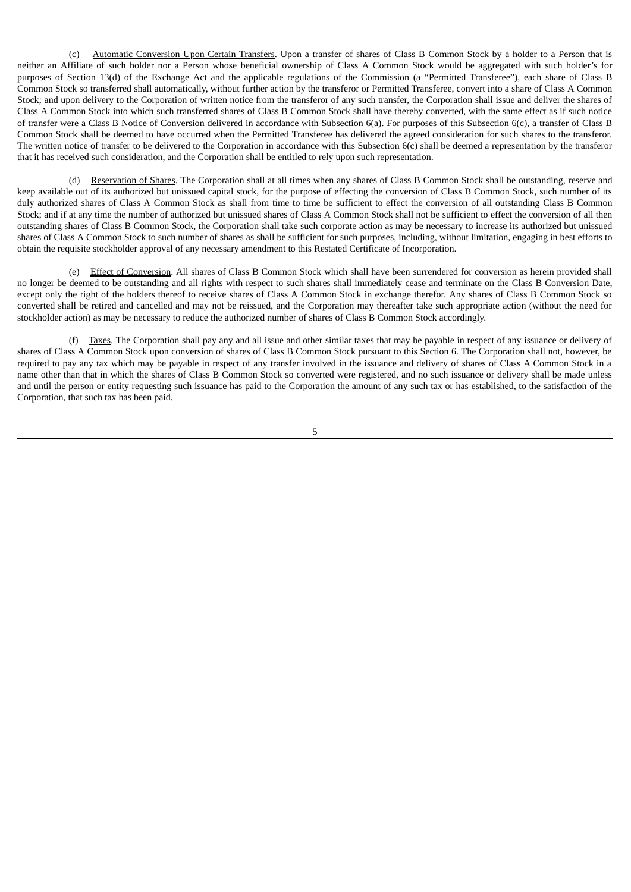(c) Automatic Conversion Upon Certain Transfers. Upon a transfer of shares of Class B Common Stock by a holder to a Person that is neither an Affiliate of such holder nor a Person whose beneficial ownership of Class A Common Stock would be aggregated with such holder's for purposes of Section 13(d) of the Exchange Act and the applicable regulations of the Commission (a "Permitted Transferee"), each share of Class B Common Stock so transferred shall automatically, without further action by the transferor or Permitted Transferee, convert into a share of Class A Common Stock; and upon delivery to the Corporation of written notice from the transferor of any such transfer, the Corporation shall issue and deliver the shares of Class A Common Stock into which such transferred shares of Class B Common Stock shall have thereby converted, with the same effect as if such notice of transfer were a Class B Notice of Conversion delivered in accordance with Subsection 6(a). For purposes of this Subsection 6(c), a transfer of Class B Common Stock shall be deemed to have occurred when the Permitted Transferee has delivered the agreed consideration for such shares to the transferor. The written notice of transfer to be delivered to the Corporation in accordance with this Subsection 6(c) shall be deemed a representation by the transferor that it has received such consideration, and the Corporation shall be entitled to rely upon such representation.

(d) Reservation of Shares. The Corporation shall at all times when any shares of Class B Common Stock shall be outstanding, reserve and keep available out of its authorized but unissued capital stock, for the purpose of effecting the conversion of Class B Common Stock, such number of its duly authorized shares of Class A Common Stock as shall from time to time be sufficient to effect the conversion of all outstanding Class B Common Stock; and if at any time the number of authorized but unissued shares of Class A Common Stock shall not be sufficient to effect the conversion of all then outstanding shares of Class B Common Stock, the Corporation shall take such corporate action as may be necessary to increase its authorized but unissued shares of Class A Common Stock to such number of shares as shall be sufficient for such purposes, including, without limitation, engaging in best efforts to obtain the requisite stockholder approval of any necessary amendment to this Restated Certificate of Incorporation.

(e) Effect of Conversion. All shares of Class B Common Stock which shall have been surrendered for conversion as herein provided shall no longer be deemed to be outstanding and all rights with respect to such shares shall immediately cease and terminate on the Class B Conversion Date, except only the right of the holders thereof to receive shares of Class A Common Stock in exchange therefor. Any shares of Class B Common Stock so converted shall be retired and cancelled and may not be reissued, and the Corporation may thereafter take such appropriate action (without the need for stockholder action) as may be necessary to reduce the authorized number of shares of Class B Common Stock accordingly.

(f) Taxes. The Corporation shall pay any and all issue and other similar taxes that may be payable in respect of any issuance or delivery of shares of Class A Common Stock upon conversion of shares of Class B Common Stock pursuant to this Section 6. The Corporation shall not, however, be required to pay any tax which may be payable in respect of any transfer involved in the issuance and delivery of shares of Class A Common Stock in a name other than that in which the shares of Class B Common Stock so converted were registered, and no such issuance or delivery shall be made unless and until the person or entity requesting such issuance has paid to the Corporation the amount of any such tax or has established, to the satisfaction of the Corporation, that such tax has been paid.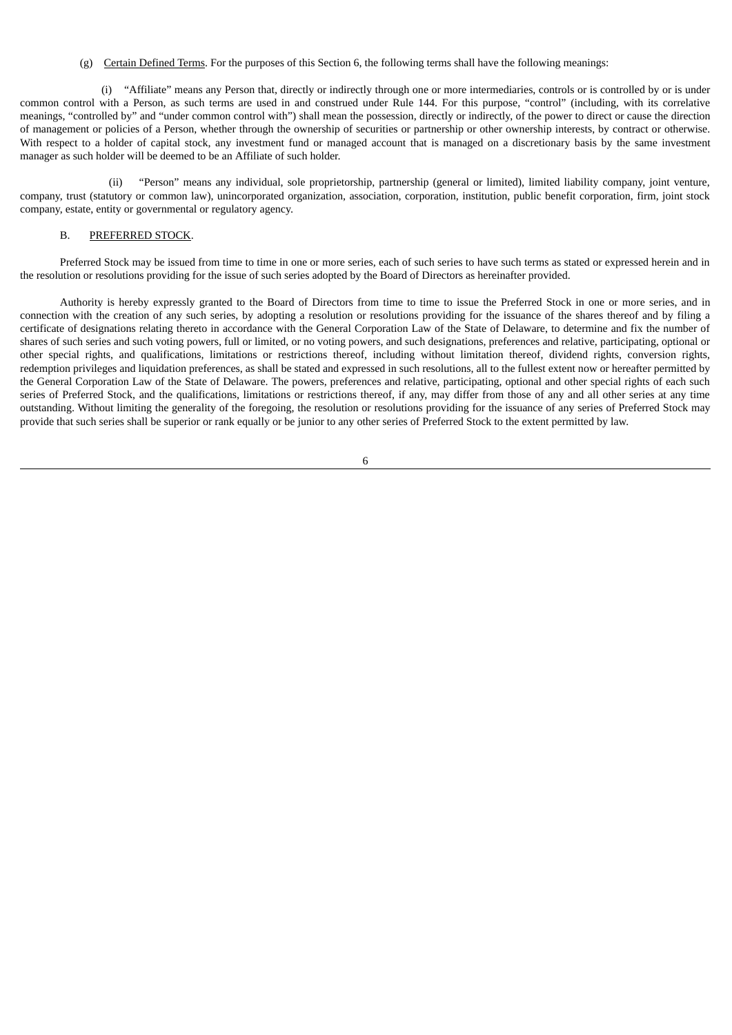(g) Certain Defined Terms. For the purposes of this Section 6, the following terms shall have the following meanings:

(i) "Affiliate" means any Person that, directly or indirectly through one or more intermediaries, controls or is controlled by or is under common control with a Person, as such terms are used in and construed under Rule 144. For this purpose, "control" (including, with its correlative meanings, "controlled by" and "under common control with") shall mean the possession, directly or indirectly, of the power to direct or cause the direction of management or policies of a Person, whether through the ownership of securities or partnership or other ownership interests, by contract or otherwise. With respect to a holder of capital stock, any investment fund or managed account that is managed on a discretionary basis by the same investment manager as such holder will be deemed to be an Affiliate of such holder.

(ii) "Person" means any individual, sole proprietorship, partnership (general or limited), limited liability company, joint venture, company, trust (statutory or common law), unincorporated organization, association, corporation, institution, public benefit corporation, firm, joint stock company, estate, entity or governmental or regulatory agency.

B. PREFERRED STOCK.

Preferred Stock may be issued from time to time in one or more series, each of such series to have such terms as stated or expressed herein and in the resolution or resolutions providing for the issue of such series adopted by the Board of Directors as hereinafter provided.

Authority is hereby expressly granted to the Board of Directors from time to time to issue the Preferred Stock in one or more series, and in connection with the creation of any such series, by adopting a resolution or resolutions providing for the issuance of the shares thereof and by filing a certificate of designations relating thereto in accordance with the General Corporation Law of the State of Delaware, to determine and fix the number of shares of such series and such voting powers, full or limited, or no voting powers, and such designations, preferences and relative, participating, optional or other special rights, and qualifications, limitations or restrictions thereof, including without limitation thereof, dividend rights, conversion rights, redemption privileges and liquidation preferences, as shall be stated and expressed in such resolutions, all to the fullest extent now or hereafter permitted by the General Corporation Law of the State of Delaware. The powers, preferences and relative, participating, optional and other special rights of each such series of Preferred Stock, and the qualifications, limitations or restrictions thereof, if any, may differ from those of any and all other series at any time outstanding. Without limiting the generality of the foregoing, the resolution or resolutions providing for the issuance of any series of Preferred Stock may provide that such series shall be superior or rank equally or be junior to any other series of Preferred Stock to the extent permitted by law.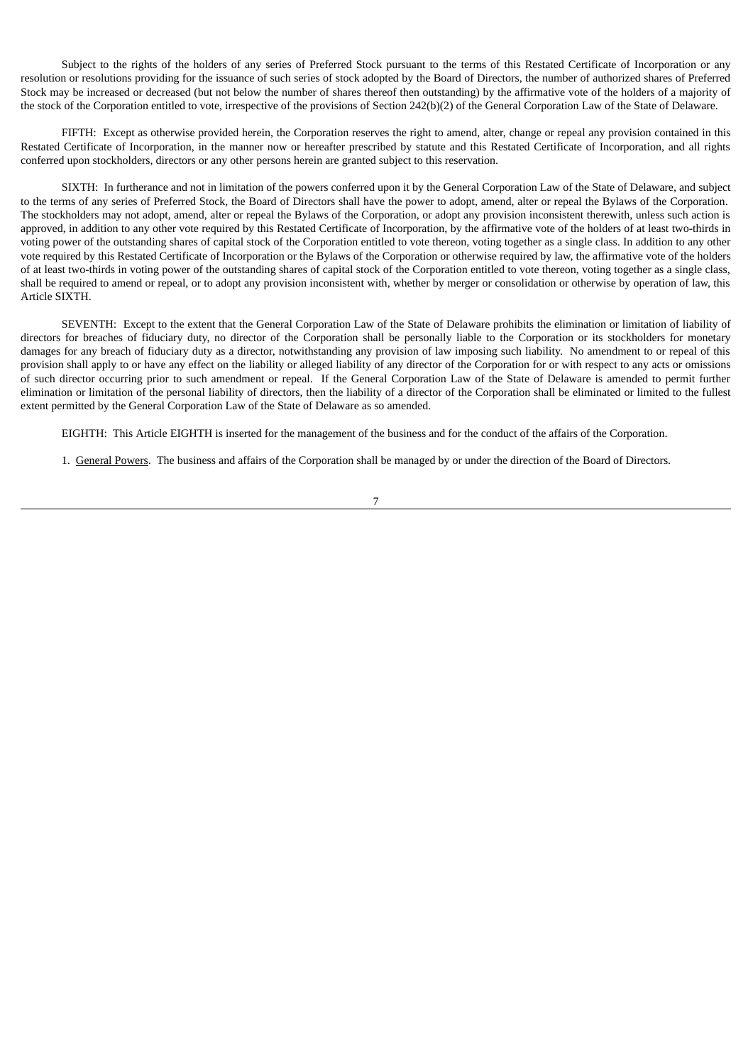Subject to the rights of the holders of any series of Preferred Stock pursuant to the terms of this Restated Certificate of Incorporation or any resolution or resolutions providing for the issuance of such series of stock adopted by the Board of Directors, the number of authorized shares of Preferred Stock may be increased or decreased (but not below the number of shares thereof then outstanding) by the affirmative vote of the holders of a majority of the stock of the Corporation entitled to vote, irrespective of the provisions of Section 242(b)(2) of the General Corporation Law of the State of Delaware.

FIFTH: Except as otherwise provided herein, the Corporation reserves the right to amend, alter, change or repeal any provision contained in this Restated Certificate of Incorporation, in the manner now or hereafter prescribed by statute and this Restated Certificate of Incorporation, and all rights conferred upon stockholders, directors or any other persons herein are granted subject to this reservation.

SIXTH: In furtherance and not in limitation of the powers conferred upon it by the General Corporation Law of the State of Delaware, and subject to the terms of any series of Preferred Stock, the Board of Directors shall have the power to adopt, amend, alter or repeal the Bylaws of the Corporation. The stockholders may not adopt, amend, alter or repeal the Bylaws of the Corporation, or adopt any provision inconsistent therewith, unless such action is approved, in addition to any other vote required by this Restated Certificate of Incorporation, by the affirmative vote of the holders of at least two-thirds in voting power of the outstanding shares of capital stock of the Corporation entitled to vote thereon, voting together as a single class. In addition to any other vote required by this Restated Certificate of Incorporation or the Bylaws of the Corporation or otherwise required by law, the affirmative vote of the holders of at least two-thirds in voting power of the outstanding shares of capital stock of the Corporation entitled to vote thereon, voting together as a single class, shall be required to amend or repeal, or to adopt any provision inconsistent with, whether by merger or consolidation or otherwise by operation of law, this Article SIXTH.

SEVENTH: Except to the extent that the General Corporation Law of the State of Delaware prohibits the elimination or limitation of liability of directors for breaches of fiduciary duty, no director of the Corporation shall be personally liable to the Corporation or its stockholders for monetary damages for any breach of fiduciary duty as a director, notwithstanding any provision of law imposing such liability. No amendment to or repeal of this provision shall apply to or have any effect on the liability or alleged liability of any director of the Corporation for or with respect to any acts or omissions of such director occurring prior to such amendment or repeal. If the General Corporation Law of the State of Delaware is amended to permit further elimination or limitation of the personal liability of directors, then the liability of a director of the Corporation shall be eliminated or limited to the fullest extent permitted by the General Corporation Law of the State of Delaware as so amended.

EIGHTH: This Article EIGHTH is inserted for the management of the business and for the conduct of the affairs of the Corporation.

1. General Powers. The business and affairs of the Corporation shall be managed by or under the direction of the Board of Directors.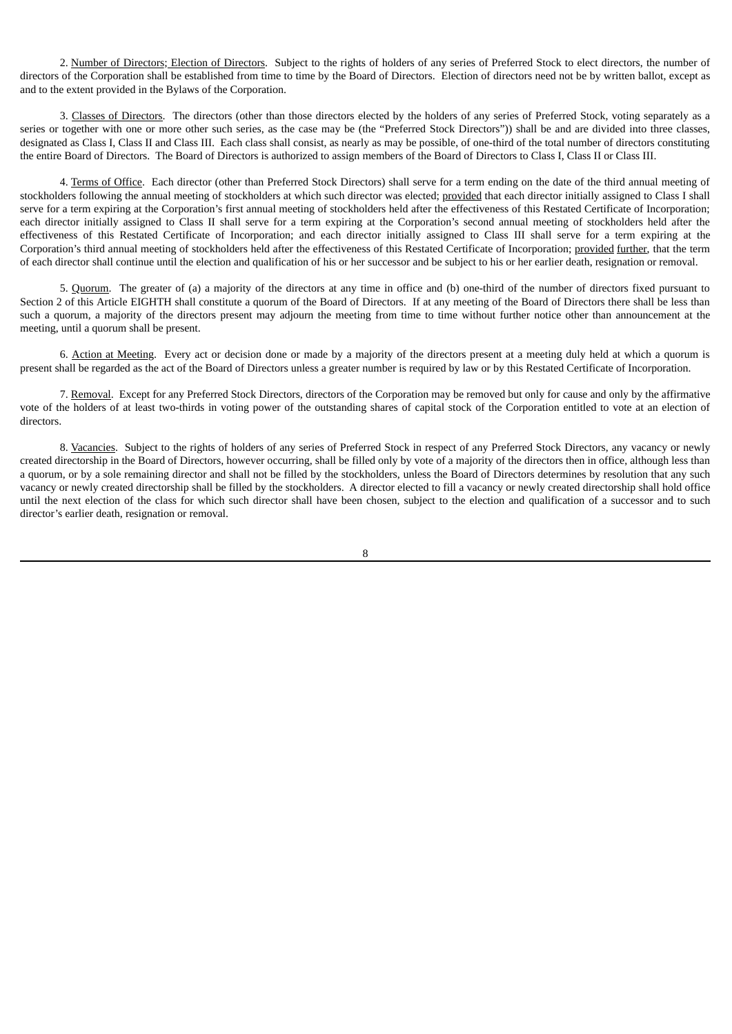2. Number of Directors; Election of Directors. Subject to the rights of holders of any series of Preferred Stock to elect directors, the number of directors of the Corporation shall be established from time to time by the Board of Directors. Election of directors need not be by written ballot, except as and to the extent provided in the Bylaws of the Corporation.

3. Classes of Directors. The directors (other than those directors elected by the holders of any series of Preferred Stock, voting separately as a series or together with one or more other such series, as the case may be (the "Preferred Stock Directors")) shall be and are divided into three classes, designated as Class I, Class II and Class III. Each class shall consist, as nearly as may be possible, of one-third of the total number of directors constituting the entire Board of Directors. The Board of Directors is authorized to assign members of the Board of Directors to Class I, Class II or Class III.

4. Terms of Office. Each director (other than Preferred Stock Directors) shall serve for a term ending on the date of the third annual meeting of stockholders following the annual meeting of stockholders at which such director was elected; provided that each director initially assigned to Class I shall serve for a term expiring at the Corporation's first annual meeting of stockholders held after the effectiveness of this Restated Certificate of Incorporation; each director initially assigned to Class II shall serve for a term expiring at the Corporation's second annual meeting of stockholders held after the effectiveness of this Restated Certificate of Incorporation; and each director initially assigned to Class III shall serve for a term expiring at the Corporation's third annual meeting of stockholders held after the effectiveness of this Restated Certificate of Incorporation; provided further, that the term of each director shall continue until the election and qualification of his or her successor and be subject to his or her earlier death, resignation or removal.

5. Quorum. The greater of (a) a majority of the directors at any time in office and (b) one-third of the number of directors fixed pursuant to Section 2 of this Article EIGHTH shall constitute a quorum of the Board of Directors. If at any meeting of the Board of Directors there shall be less than such a quorum, a majority of the directors present may adjourn the meeting from time to time without further notice other than announcement at the meeting, until a quorum shall be present.

6. Action at Meeting. Every act or decision done or made by a majority of the directors present at a meeting duly held at which a quorum is present shall be regarded as the act of the Board of Directors unless a greater number is required by law or by this Restated Certificate of Incorporation.

7. Removal. Except for any Preferred Stock Directors, directors of the Corporation may be removed but only for cause and only by the affirmative vote of the holders of at least two-thirds in voting power of the outstanding shares of capital stock of the Corporation entitled to vote at an election of directors.

8. Vacancies. Subject to the rights of holders of any series of Preferred Stock in respect of any Preferred Stock Directors, any vacancy or newly created directorship in the Board of Directors, however occurring, shall be filled only by vote of a majority of the directors then in office, although less than a quorum, or by a sole remaining director and shall not be filled by the stockholders, unless the Board of Directors determines by resolution that any such vacancy or newly created directorship shall be filled by the stockholders. A director elected to fill a vacancy or newly created directorship shall hold office until the next election of the class for which such director shall have been chosen, subject to the election and qualification of a successor and to such director's earlier death, resignation or removal.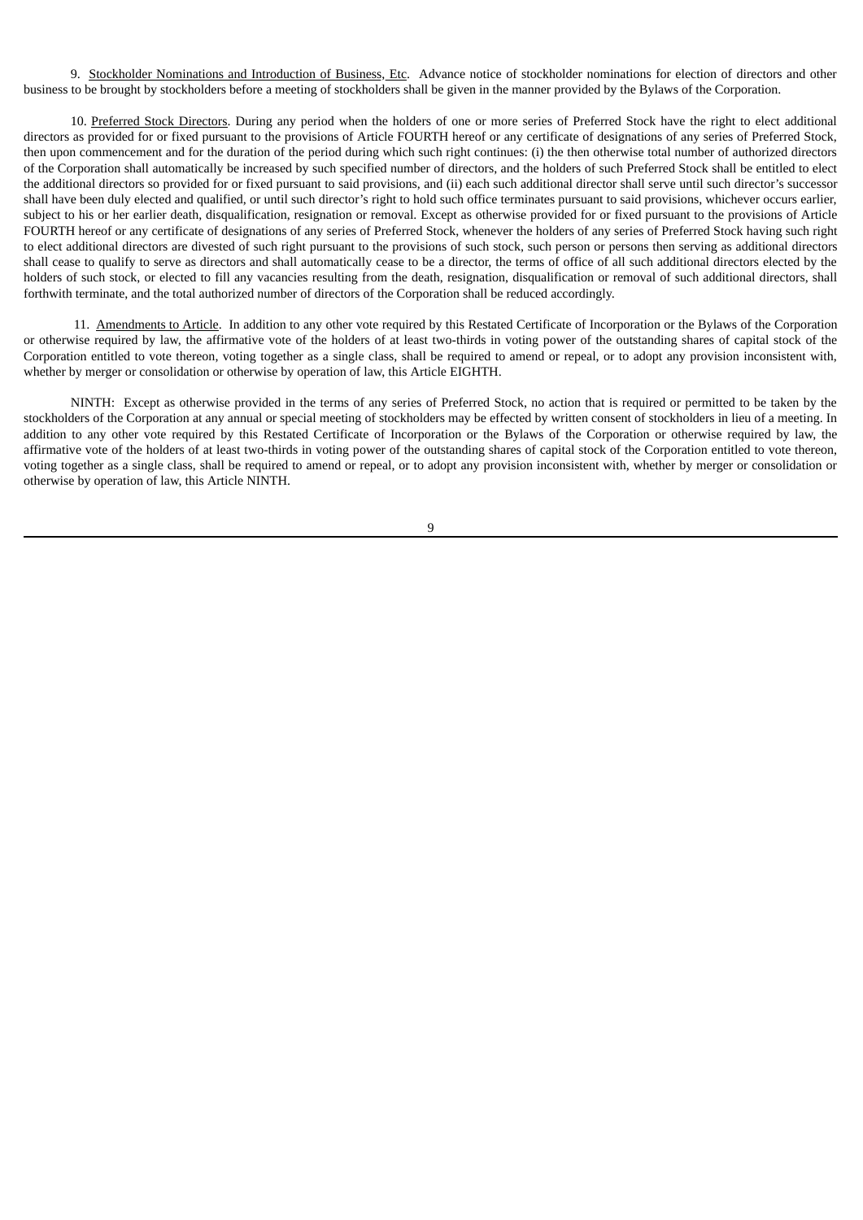9. Stockholder Nominations and Introduction of Business, Etc. Advance notice of stockholder nominations for election of directors and other business to be brought by stockholders before a meeting of stockholders shall be given in the manner provided by the Bylaws of the Corporation.

10. Preferred Stock Directors. During any period when the holders of one or more series of Preferred Stock have the right to elect additional directors as provided for or fixed pursuant to the provisions of Article FOURTH hereof or any certificate of designations of any series of Preferred Stock, then upon commencement and for the duration of the period during which such right continues: (i) the then otherwise total number of authorized directors of the Corporation shall automatically be increased by such specified number of directors, and the holders of such Preferred Stock shall be entitled to elect the additional directors so provided for or fixed pursuant to said provisions, and (ii) each such additional director shall serve until such director's successor shall have been duly elected and qualified, or until such director's right to hold such office terminates pursuant to said provisions, whichever occurs earlier, subject to his or her earlier death, disqualification, resignation or removal. Except as otherwise provided for or fixed pursuant to the provisions of Article FOURTH hereof or any certificate of designations of any series of Preferred Stock, whenever the holders of any series of Preferred Stock having such right to elect additional directors are divested of such right pursuant to the provisions of such stock, such person or persons then serving as additional directors shall cease to qualify to serve as directors and shall automatically cease to be a director, the terms of office of all such additional directors elected by the holders of such stock, or elected to fill any vacancies resulting from the death, resignation, disqualification or removal of such additional directors, shall forthwith terminate, and the total authorized number of directors of the Corporation shall be reduced accordingly.

11. Amendments to Article. In addition to any other vote required by this Restated Certificate of Incorporation or the Bylaws of the Corporation or otherwise required by law, the affirmative vote of the holders of at least two-thirds in voting power of the outstanding shares of capital stock of the Corporation entitled to vote thereon, voting together as a single class, shall be required to amend or repeal, or to adopt any provision inconsistent with, whether by merger or consolidation or otherwise by operation of law, this Article EIGHTH.

NINTH: Except as otherwise provided in the terms of any series of Preferred Stock, no action that is required or permitted to be taken by the stockholders of the Corporation at any annual or special meeting of stockholders may be effected by written consent of stockholders in lieu of a meeting. In addition to any other vote required by this Restated Certificate of Incorporation or the Bylaws of the Corporation or otherwise required by law, the affirmative vote of the holders of at least two-thirds in voting power of the outstanding shares of capital stock of the Corporation entitled to vote thereon, voting together as a single class, shall be required to amend or repeal, or to adopt any provision inconsistent with, whether by merger or consolidation or otherwise by operation of law, this Article NINTH.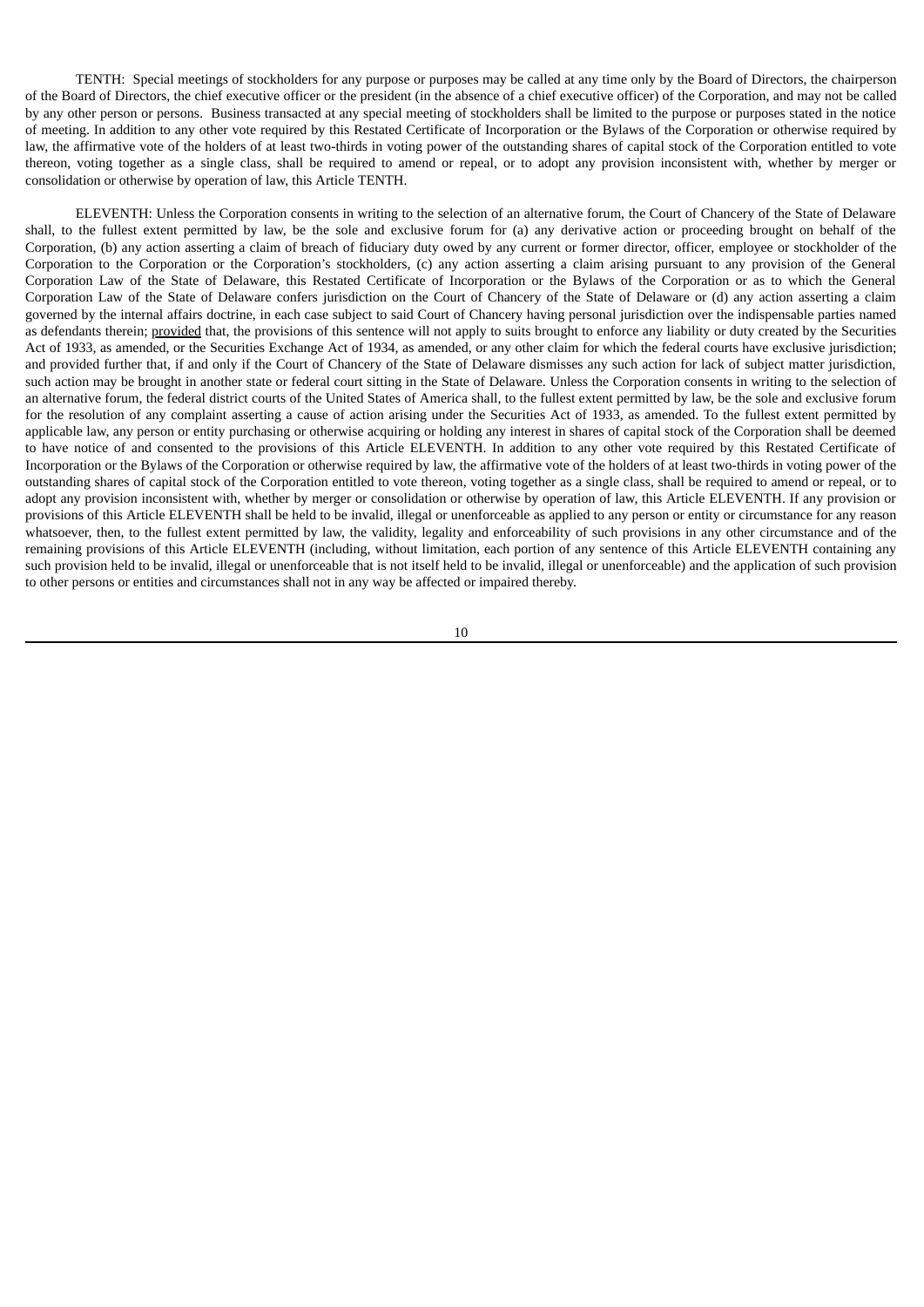TENTH: Special meetings of stockholders for any purpose or purposes may be called at any time only by the Board of Directors, the chairperson of the Board of Directors, the chief executive officer or the president (in the absence of a chief executive officer) of the Corporation, and may not be called by any other person or persons. Business transacted at any special meeting of stockholders shall be limited to the purpose or purposes stated in the notice of meeting. In addition to any other vote required by this Restated Certificate of Incorporation or the Bylaws of the Corporation or otherwise required by law, the affirmative vote of the holders of at least two-thirds in voting power of the outstanding shares of capital stock of the Corporation entitled to vote thereon, voting together as a single class, shall be required to amend or repeal, or to adopt any provision inconsistent with, whether by merger or consolidation or otherwise by operation of law, this Article TENTH.

ELEVENTH: Unless the Corporation consents in writing to the selection of an alternative forum, the Court of Chancery of the State of Delaware shall, to the fullest extent permitted by law, be the sole and exclusive forum for (a) any derivative action or proceeding brought on behalf of the Corporation, (b) any action asserting a claim of breach of fiduciary duty owed by any current or former director, officer, employee or stockholder of the Corporation to the Corporation or the Corporation's stockholders, (c) any action asserting a claim arising pursuant to any provision of the General Corporation Law of the State of Delaware, this Restated Certificate of Incorporation or the Bylaws of the Corporation or as to which the General Corporation Law of the State of Delaware confers jurisdiction on the Court of Chancery of the State of Delaware or (d) any action asserting a claim governed by the internal affairs doctrine, in each case subject to said Court of Chancery having personal jurisdiction over the indispensable parties named as defendants therein; provided that, the provisions of this sentence will not apply to suits brought to enforce any liability or duty created by the Securities Act of 1933, as amended, or the Securities Exchange Act of 1934, as amended, or any other claim for which the federal courts have exclusive jurisdiction; and provided further that, if and only if the Court of Chancery of the State of Delaware dismisses any such action for lack of subject matter jurisdiction, such action may be brought in another state or federal court sitting in the State of Delaware. Unless the Corporation consents in writing to the selection of an alternative forum, the federal district courts of the United States of America shall, to the fullest extent permitted by law, be the sole and exclusive forum for the resolution of any complaint asserting a cause of action arising under the Securities Act of 1933, as amended. To the fullest extent permitted by applicable law, any person or entity purchasing or otherwise acquiring or holding any interest in shares of capital stock of the Corporation shall be deemed to have notice of and consented to the provisions of this Article ELEVENTH. In addition to any other vote required by this Restated Certificate of Incorporation or the Bylaws of the Corporation or otherwise required by law, the affirmative vote of the holders of at least two-thirds in voting power of the outstanding shares of capital stock of the Corporation entitled to vote thereon, voting together as a single class, shall be required to amend or repeal, or to adopt any provision inconsistent with, whether by merger or consolidation or otherwise by operation of law, this Article ELEVENTH. If any provision or provisions of this Article ELEVENTH shall be held to be invalid, illegal or unenforceable as applied to any person or entity or circumstance for any reason whatsoever, then, to the fullest extent permitted by law, the validity, legality and enforceability of such provisions in any other circumstance and of the remaining provisions of this Article ELEVENTH (including, without limitation, each portion of any sentence of this Article ELEVENTH containing any such provision held to be invalid, illegal or unenforceable that is not itself held to be invalid, illegal or unenforceable) and the application of such provision to other persons or entities and circumstances shall not in any way be affected or impaired thereby.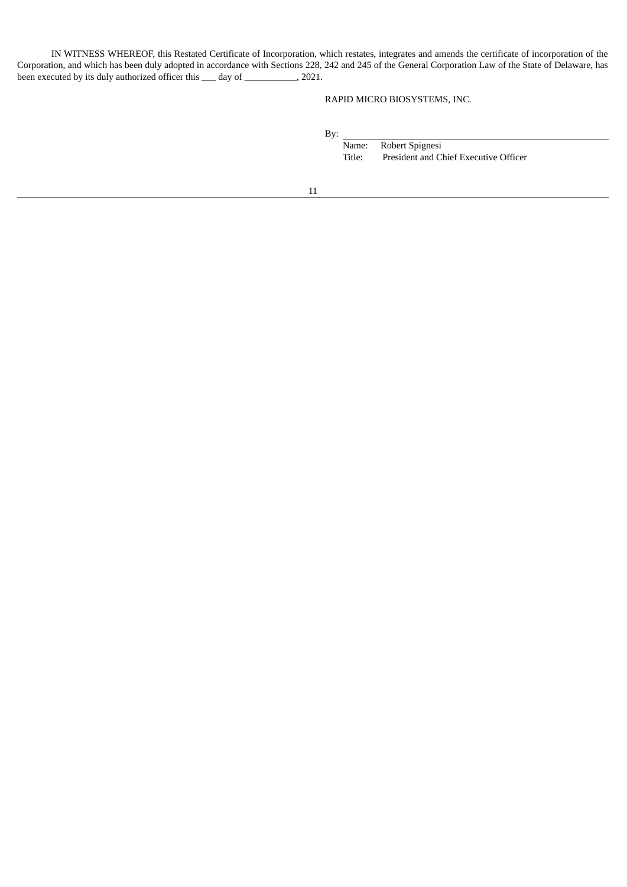IN WITNESS WHEREOF, this Restated Certificate of Incorporation, which restates, integrates and amends the certificate of incorporation of the Corporation, and which has been duly adopted in accordance with Sections 228, 242 and 245 of the General Corporation Law of the State of Delaware, has been executed by its duly authorized officer this ___ day of ___________, 2021.

RAPID MICRO BIOSYSTEMS, INC.

By: ______________________________

Name: Robert Spignesi

Title: President and Chief Executive Officer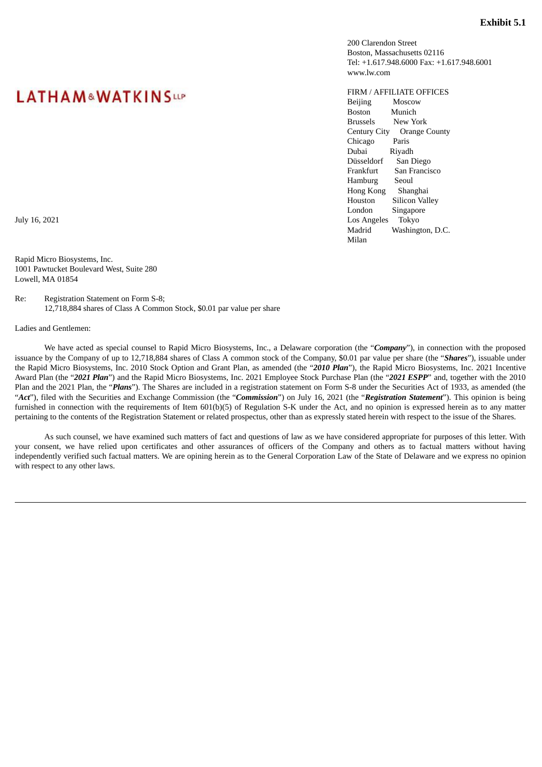**Exhibit 5.1**

200 Clarendon Street
Boston, Massachusetts 02116
Tel: +1.617.948.6000 Fax: +1.617.948.6001
www.lw.com

LATHAM & WATKINS LLP

FIRM / AFFILIATE OFFICES

| | |
|---|---|
| Beijing | Moscow |
| Boston | Munich |
| Brussels | New York |
| Century City | Orange County |
| Chicago | Paris |
| Dubai | Riyadh |
| Düsseldorf | San Diego |
| Frankfurt | San Francisco |
| Hamburg | Seoul |
| Hong Kong | Shanghai |
| Houston | Silicon Valley |
| London | Singapore |
| Los Angeles | Tokyo |
| Madrid | Washington, D.C. |
| Milan | |

July 16, 2021

Rapid Micro Biosystems, Inc.
1001 Pawtucket Boulevard West, Suite 280
Lowell, MA 01854

Re: Registration Statement on Form S-8;
12,718,884 shares of Class A Common Stock, $0.01 par value per share

Ladies and Gentlemen:

We have acted as special counsel to Rapid Micro Biosystems, Inc., a Delaware corporation (the "***Company***"), in connection with the proposed issuance by the Company of up to 12,718,884 shares of Class A common stock of the Company, $0.01 par value per share (the "***Shares***"), issuable under the Rapid Micro Biosystems, Inc. 2010 Stock Option and Grant Plan, as amended (the "***2010 Plan***"), the Rapid Micro Biosystems, Inc. 2021 Incentive Award Plan (the "***2021 Plan***") and the Rapid Micro Biosystems, Inc. 2021 Employee Stock Purchase Plan (the "***2021 ESPP***" and, together with the 2010 Plan and the 2021 Plan, the "***Plans***"). The Shares are included in a registration statement on Form S-8 under the Securities Act of 1933, as amended (the "***Act***"), filed with the Securities and Exchange Commission (the "***Commission***") on July 16, 2021 (the "***Registration Statement***"). This opinion is being furnished in connection with the requirements of Item 601(b)(5) of Regulation S-K under the Act, and no opinion is expressed herein as to any matter pertaining to the contents of the Registration Statement or related prospectus, other than as expressly stated herein with respect to the issue of the Shares.

As such counsel, we have examined such matters of fact and questions of law as we have considered appropriate for purposes of this letter. With your consent, we have relied upon certificates and other assurances of officers of the Company and others as to factual matters without having independently verified such factual matters. We are opining herein as to the General Corporation Law of the State of Delaware and we express no opinion with respect to any other laws.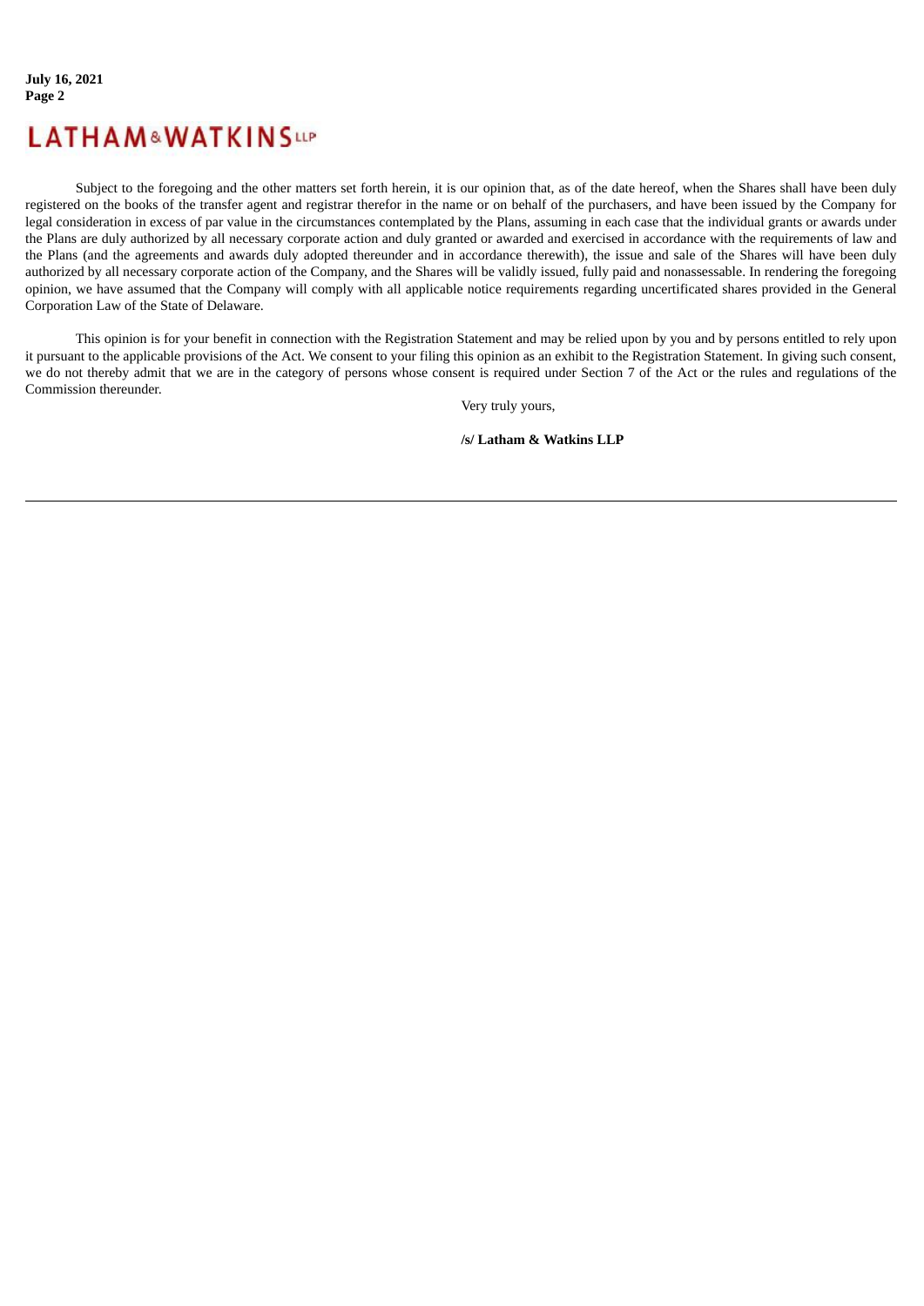Subject to the foregoing and the other matters set forth herein, it is our opinion that, as of the date hereof, when the Shares shall have been duly registered on the books of the transfer agent and registrar therefor in the name or on behalf of the purchasers, and have been issued by the Company for legal consideration in excess of par value in the circumstances contemplated by the Plans, assuming in each case that the individual grants or awards under the Plans are duly authorized by all necessary corporate action and duly granted or awarded and exercised in accordance with the requirements of law and the Plans (and the agreements and awards duly adopted thereunder and in accordance therewith), the issue and sale of the Shares will have been duly authorized by all necessary corporate action of the Company, and the Shares will be validly issued, fully paid and nonassessable. In rendering the foregoing opinion, we have assumed that the Company will comply with all applicable notice requirements regarding uncertificated shares provided in the General Corporation Law of the State of Delaware.

This opinion is for your benefit in connection with the Registration Statement and may be relied upon by you and by persons entitled to rely upon it pursuant to the applicable provisions of the Act. We consent to your filing this opinion as an exhibit to the Registration Statement. In giving such consent, we do not thereby admit that we are in the category of persons whose consent is required under Section 7 of the Act or the rules and regulations of the Commission thereunder.

Very truly yours,

**/s/ Latham & Watkins LLP**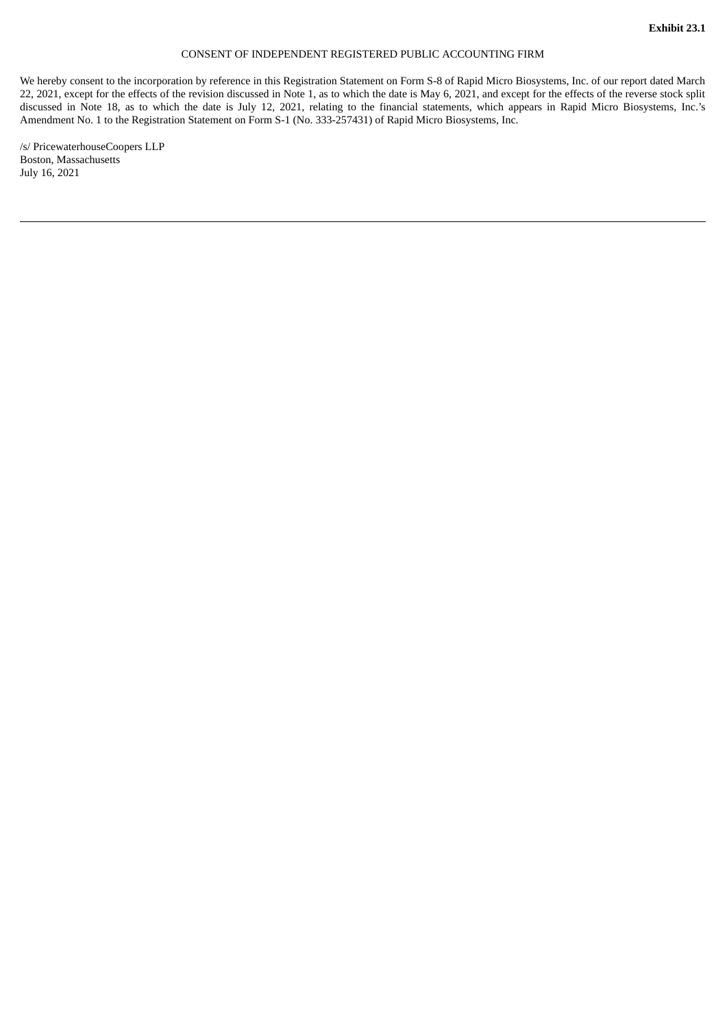**Exhibit 23.1**

CONSENT OF INDEPENDENT REGISTERED PUBLIC ACCOUNTING FIRM

We hereby consent to the incorporation by reference in this Registration Statement on Form S-8 of Rapid Micro Biosystems, Inc. of our report dated March 22, 2021, except for the effects of the revision discussed in Note 1, as to which the date is May 6, 2021, and except for the effects of the reverse stock split discussed in Note 18, as to which the date is July 12, 2021, relating to the financial statements, which appears in Rapid Micro Biosystems, Inc.'s Amendment No. 1 to the Registration Statement on Form S-1 (No. 333-257431) of Rapid Micro Biosystems, Inc.

/s/ PricewaterhouseCoopers LLP
Boston, Massachusetts
July 16, 2021